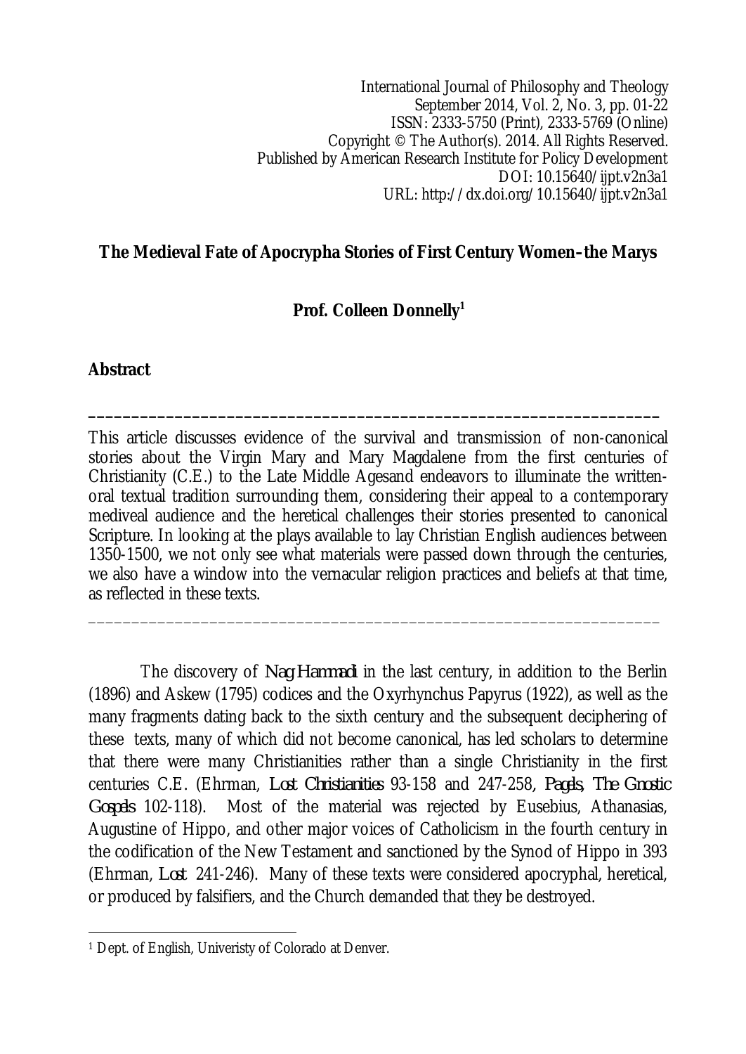International Journal of Philosophy and Theology
September 2014, Vol. 2, No. 3, pp. 01-22
ISSN: 2333-5750 (Print), 2333-5769 (Online)
Copyright © The Author(s). 2014. All Rights Reserved.
Published by American Research Institute for Policy Development
DOI: 10.15640/ijpt.v2n3a1
URL: http://dx.doi.org/10.15640/ijpt.v2n3a1

# The Medieval Fate of Apocrypha Stories of First Century Women–the Marys

**Prof. Colleen Donnelly[1]**

## Abstract

---

This article discusses evidence of the survival and transmission of non-canonical stories about the Virgin Mary and Mary Magdalene from the first centuries of Christianity (C.E.) to the Late Middle Agesand endeavors to illuminate the written-oral textual tradition surrounding them, considering their appeal to a contemporary mediveal audience and the heretical challenges their stories presented to canonical Scripture. In looking at the plays available to lay Christian English audiences between 1350-1500, we not only see what materials were passed down through the centuries, we also have a window into the vernacular religion practices and beliefs at that time, as reflected in these texts.

---

The discovery of *Nag Hammadi* in the last century, in addition to the Berlin (1896) and Askew (1795) codices and the Oxyrhynchus Papyrus (1922), as well as the many fragments dating back to the sixth century and the subsequent deciphering of these texts, many of which did not become canonical, has led scholars to determine that there were many Christianities rather than a single Christianity in the first centuries C.E. (Ehrman, *Lost Christianities* 93-158 and 247-258, *Pagels, The Gnostic Gospels* 102-118). Most of the material was rejected by Eusebius, Athanasias, Augustine of Hippo, and other major voices of Catholicism in the fourth century in the codification of the New Testament and sanctioned by the Synod of Hippo in 393 (Ehrman, *Lost* 241-246). Many of these texts were considered apocryphal, heretical, or produced by falsifiers, and the Church demanded that they be destroyed.

---

[1] Dept. of English, Univeristy of Colorado at Denver.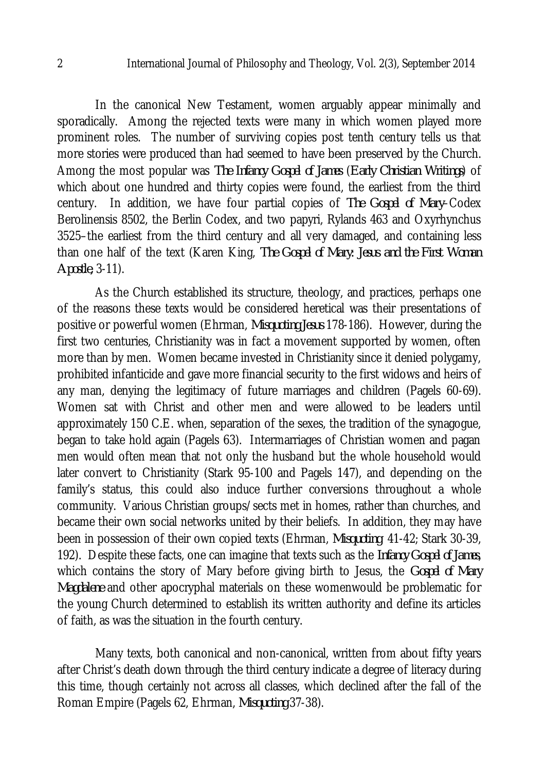In the canonical New Testament, women arguably appear minimally and sporadically. Among the rejected texts were many in which women played more prominent roles. The number of surviving copies post tenth century tells us that more stories were produced than had seemed to have been preserved by the Church. Among the most popular was *The Infancy Gospel of James* (*Early Christian Writings*) of which about one hundred and thirty copies were found, the earliest from the third century. In addition, we have four partial copies of *The Gospel of Mary*–Codex Berolinensis 8502, the Berlin Codex, and two papyri, Rylands 463 and Oxyrhynchus 3525–the earliest from the third century and all very damaged, and containing less than one half of the text (Karen King, *The Gospel of Mary: Jesus and the First Woman Apostle,* 3-11).

As the Church established its structure, theology, and practices, perhaps one of the reasons these texts would be considered heretical was their presentations of positive or powerful women (Ehrman, *Misquoting Jesus* 178-186). However, during the first two centuries, Christianity was in fact a movement supported by women, often more than by men. Women became invested in Christianity since it denied polygamy, prohibited infanticide and gave more financial security to the first widows and heirs of any man, denying the legitimacy of future marriages and children (Pagels 60-69). Women sat with Christ and other men and were allowed to be leaders until approximately 150 C.E. when, separation of the sexes, the tradition of the synagogue, began to take hold again (Pagels 63). Intermarriages of Christian women and pagan men would often mean that not only the husband but the whole household would later convert to Christianity (Stark 95-100 and Pagels 147), and depending on the family's status, this could also induce further conversions throughout a whole community. Various Christian groups/sects met in homes, rather than churches, and became their own social networks united by their beliefs. In addition, they may have been in possession of their own copied texts (Ehrman, *Misquoting* 41-42; Stark 30-39, 192). Despite these facts, one can imagine that texts such as the *Infancy Gospel of James*, which contains the story of Mary before giving birth to Jesus, the *Gospel of Mary Magdalene* and other apocryphal materials on these womenwould be problematic for the young Church determined to establish its written authority and define its articles of faith, as was the situation in the fourth century.

Many texts, both canonical and non-canonical, written from about fifty years after Christ's death down through the third century indicate a degree of literacy during this time, though certainly not across all classes, which declined after the fall of the Roman Empire (Pagels 62, Ehrman, *Misquoting* 37-38).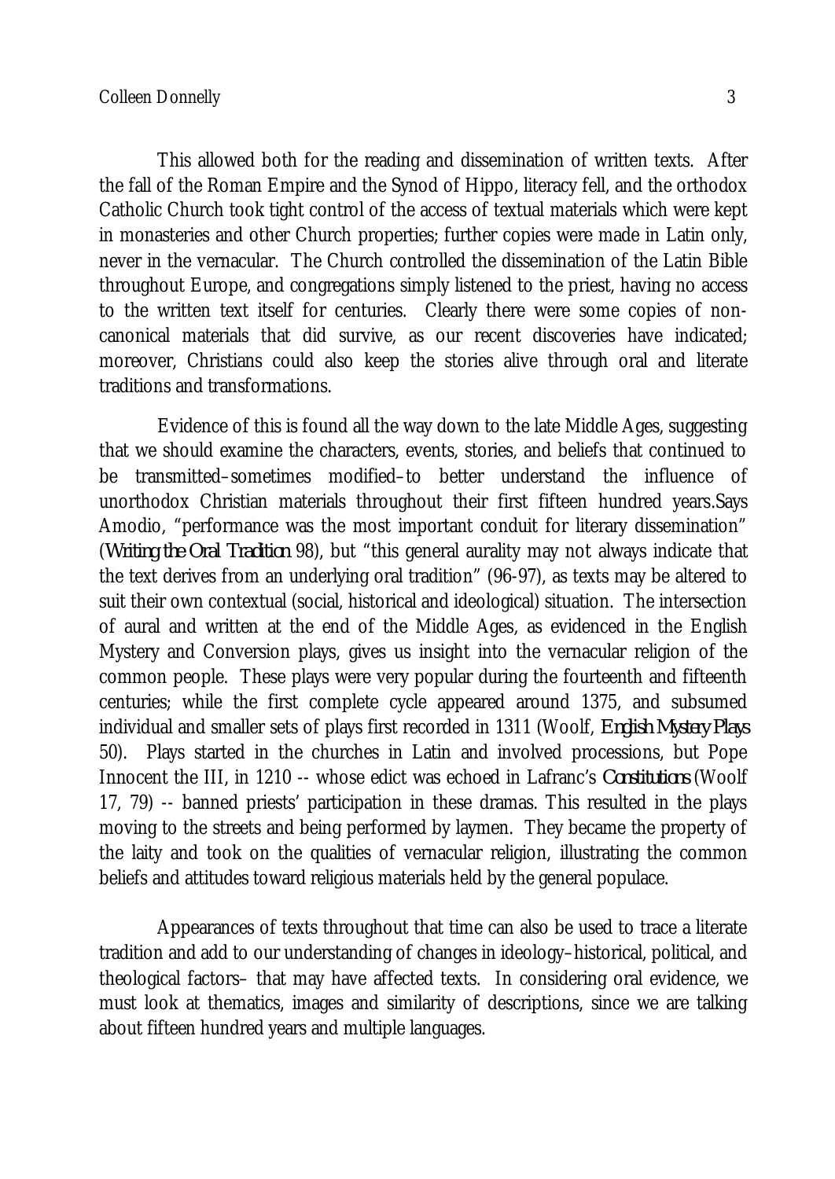This allowed both for the reading and dissemination of written texts. After the fall of the Roman Empire and the Synod of Hippo, literacy fell, and the orthodox Catholic Church took tight control of the access of textual materials which were kept in monasteries and other Church properties; further copies were made in Latin only, never in the vernacular. The Church controlled the dissemination of the Latin Bible throughout Europe, and congregations simply listened to the priest, having no access to the written text itself for centuries. Clearly there were some copies of non-canonical materials that did survive, as our recent discoveries have indicated; moreover, Christians could also keep the stories alive through oral and literate traditions and transformations.

Evidence of this is found all the way down to the late Middle Ages, suggesting that we should examine the characters, events, stories, and beliefs that continued to be transmitted–sometimes modified–to better understand the influence of unorthodox Christian materials throughout their first fifteen hundred years.Says Amodio, "performance was the most important conduit for literary dissemination" (*Writing the Oral Tradition* 98), but "this general aurality may not always indicate that the text derives from an underlying oral tradition" (96-97), as texts may be altered to suit their own contextual (social, historical and ideological) situation. The intersection of aural and written at the end of the Middle Ages, as evidenced in the English Mystery and Conversion plays, gives us insight into the vernacular religion of the common people. These plays were very popular during the fourteenth and fifteenth centuries; while the first complete cycle appeared around 1375, and subsumed individual and smaller sets of plays first recorded in 1311 (Woolf, *English Mystery Plays* 50). Plays started in the churches in Latin and involved processions, but Pope Innocent the III, in 1210 -- whose edict was echoed in Lafranc's *Constitutions* (Woolf 17, 79) -- banned priests' participation in these dramas. This resulted in the plays moving to the streets and being performed by laymen. They became the property of the laity and took on the qualities of vernacular religion, illustrating the common beliefs and attitudes toward religious materials held by the general populace.

Appearances of texts throughout that time can also be used to trace a literate tradition and add to our understanding of changes in ideology–historical, political, and theological factors– that may have affected texts. In considering oral evidence, we must look at thematics, images and similarity of descriptions, since we are talking about fifteen hundred years and multiple languages.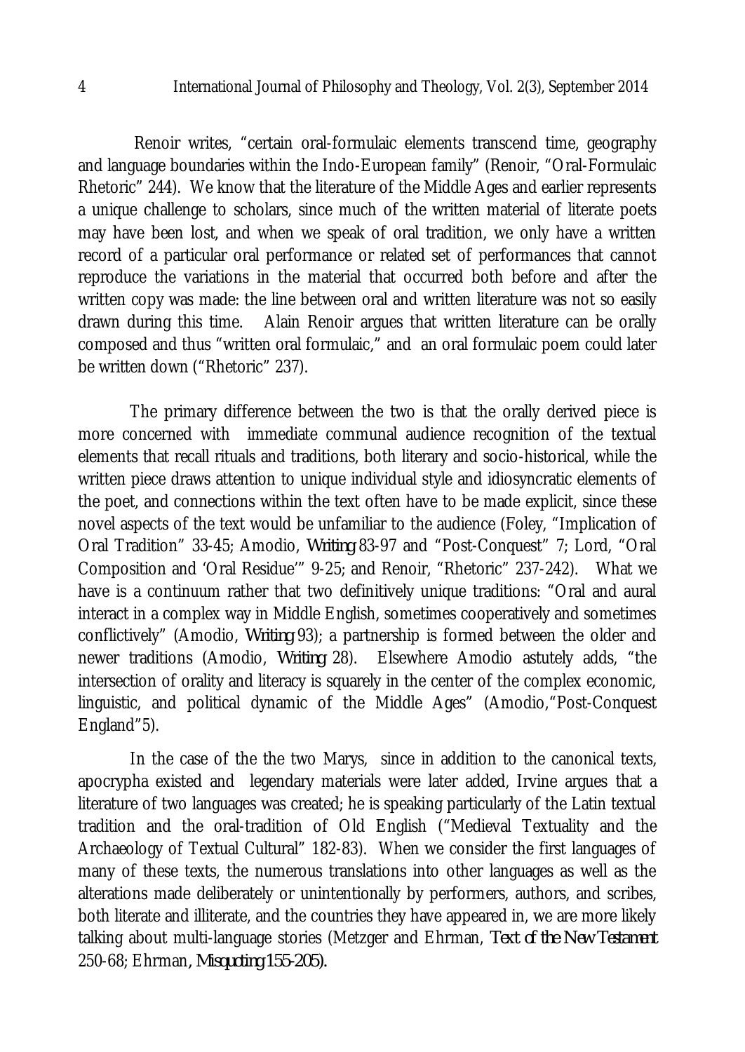Renoir writes, "certain oral-formulaic elements transcend time, geography and language boundaries within the Indo-European family" (Renoir, "Oral-Formulaic Rhetoric" 244). We know that the literature of the Middle Ages and earlier represents a unique challenge to scholars, since much of the written material of literate poets may have been lost, and when we speak of oral tradition, we only have a written record of a particular oral performance or related set of performances that cannot reproduce the variations in the material that occurred both before and after the written copy was made: the line between oral and written literature was not so easily drawn during this time. Alain Renoir argues that written literature can be orally composed and thus "written oral formulaic," and an oral formulaic poem could later be written down ("Rhetoric" 237).

The primary difference between the two is that the orally derived piece is more concerned with immediate communal audience recognition of the textual elements that recall rituals and traditions, both literary and socio-historical, while the written piece draws attention to unique individual style and idiosyncratic elements of the poet, and connections within the text often have to be made explicit, since these novel aspects of the text would be unfamiliar to the audience (Foley, "Implication of Oral Tradition" 33-45; Amodio, *Writing* 83-97 and "Post-Conquest" 7; Lord, "Oral Composition and 'Oral Residue'" 9-25; and Renoir, "Rhetoric" 237-242). What we have is a continuum rather that two definitively unique traditions: "Oral and aural interact in a complex way in Middle English, sometimes cooperatively and sometimes conflictively" (Amodio, *Writing* 93); a partnership is formed between the older and newer traditions (Amodio, *Writing* 28). Elsewhere Amodio astutely adds, "the intersection of orality and literacy is squarely in the center of the complex economic, linguistic, and political dynamic of the Middle Ages" (Amodio,"Post-Conquest England"5).

In the case of the the two Marys, since in addition to the canonical texts, apocrypha existed and legendary materials were later added, Irvine argues that a literature of two languages was created; he is speaking particularly of the Latin textual tradition and the oral-tradition of Old English ("Medieval Textuality and the Archaeology of Textual Cultural" 182-83). When we consider the first languages of many of these texts, the numerous translations into other languages as well as the alterations made deliberately or unintentionally by performers, authors, and scribes, both literate and illiterate, and the countries they have appeared in, we are more likely talking about multi-language stories (Metzger and Ehrman, *Text of the New Testament* 250-68; Ehrman, *Misquoting* 155-205).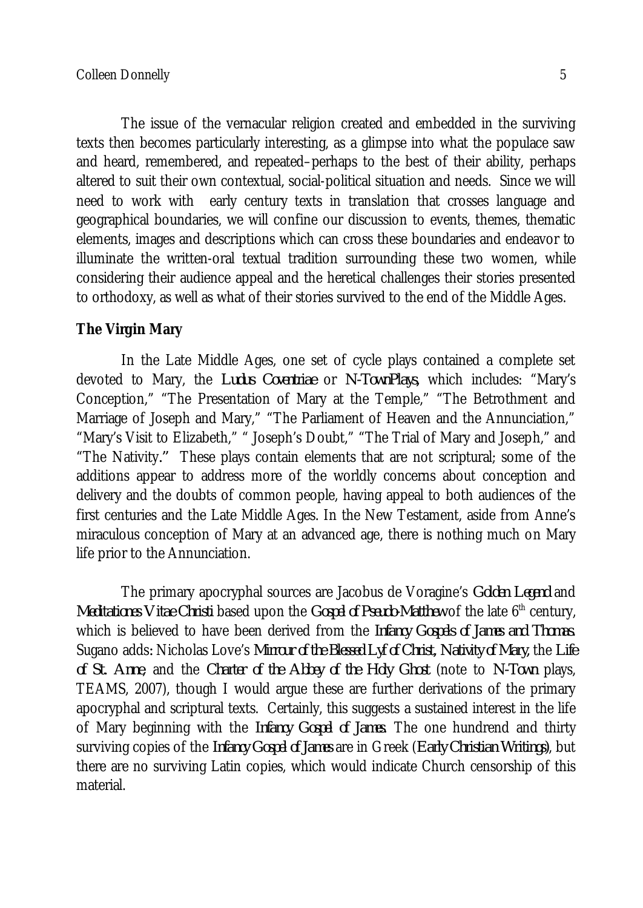The issue of the vernacular religion created and embedded in the surviving texts then becomes particularly interesting, as a glimpse into what the populace saw and heard, remembered, and repeated–perhaps to the best of their ability, perhaps altered to suit their own contextual, social-political situation and needs. Since we will need to work with early century texts in translation that crosses language and geographical boundaries, we will confine our discussion to events, themes, thematic elements, images and descriptions which can cross these boundaries and endeavor to illuminate the written-oral textual tradition surrounding these two women, while considering their audience appeal and the heretical challenges their stories presented to orthodoxy, as well as what of their stories survived to the end of the Middle Ages.

**The Virgin Mary**

In the Late Middle Ages, one set of cycle plays contained a complete set devoted to Mary, the *Ludus Coventriae* or *N-Town Plays*, which includes: "Mary's Conception," "The Presentation of Mary at the Temple," "The Betrothment and Marriage of Joseph and Mary," "The Parliament of Heaven and the Annunciation," "Mary's Visit to Elizabeth," " Joseph's Doubt," "The Trial of Mary and Joseph," and "The Nativity." These plays contain elements that are not scriptural; some of the additions appear to address more of the worldly concerns about conception and delivery and the doubts of common people, having appeal to both audiences of the first centuries and the Late Middle Ages. In the New Testament, aside from Anne's miraculous conception of Mary at an advanced age, there is nothing much on Mary life prior to the Annunciation.

The primary apocryphal sources are Jacobus de Voragine's *Golden Legend* and *Meditationes Vitae Christi* based upon the *Gospel of Pseudo-Matthew* of the late 6th century, which is believed to have been derived from the *Infancy Gospels of James and Thomas*. Sugano adds: Nicholas Love's *Mirrour of the Blessed Lyf of Christ*, *Nativity of Mary*, the *Life of St. Anne*, and the *Charter of the Abbey of the Holy Ghost* (note to *N-Town* plays, TEAMS, 2007), though I would argue these are further derivations of the primary apocryphal and scriptural texts. Certainly, this suggests a sustained interest in the life of Mary beginning with the *Infancy Gospel of James*. The one hundrend and thirty surviving copies of the *Infancy Gospel of James* are in Greek (*Early Christian Writings*), but there are no surviving Latin copies, which would indicate Church censorship of this material.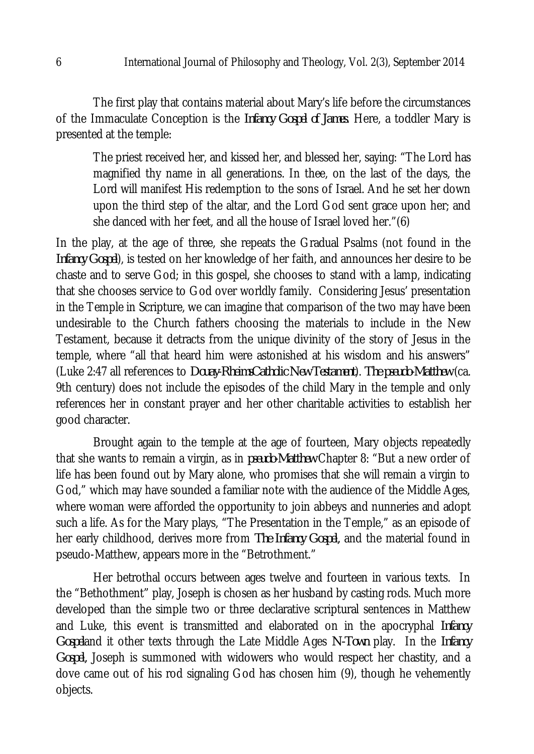The first play that contains material about Mary's life before the circumstances of the Immaculate Conception is the *Infancy Gospel of James*. Here, a toddler Mary is presented at the temple:

> The priest received her, and kissed her, and blessed her, saying: "The Lord has magnified thy name in all generations. In thee, on the last of the days, the Lord will manifest His redemption to the sons of Israel. And he set her down upon the third step of the altar, and the Lord God sent grace upon her; and she danced with her feet, and all the house of Israel loved her."(6)

In the play, at the age of three, she repeats the Gradual Psalms (not found in the *Infancy Gospel*), is tested on her knowledge of her faith, and announces her desire to be chaste and to serve God; in this gospel, she chooses to stand with a lamp, indicating that she chooses service to God over worldly family. Considering Jesus' presentation in the Temple in Scripture, we can imagine that comparison of the two may have been undesirable to the Church fathers choosing the materials to include in the New Testament, because it detracts from the unique divinity of the story of Jesus in the temple, where "all that heard him were astonished at his wisdom and his answers" (Luke 2:47 all references to *Douay-RheimsCatholic New Testament*). *The pseudo-Matthew* (ca. 9th century) does not include the episodes of the child Mary in the temple and only references her in constant prayer and her other charitable activities to establish her good character.

Brought again to the temple at the age of fourteen, Mary objects repeatedly that she wants to remain a virgin, as in *pseudo-Matthew* Chapter 8: "But a new order of life has been found out by Mary alone, who promises that she will remain a virgin to God," which may have sounded a familiar note with the audience of the Middle Ages, where woman were afforded the opportunity to join abbeys and nunneries and adopt such a life. As for the Mary plays, "The Presentation in the Temple," as an episode of her early childhood, derives more from *The Infancy Gospel*, and the material found in pseudo-Matthew, appears more in the "Betrothment."

Her betrothal occurs between ages twelve and fourteen in various texts. In the "Bethothment" play, Joseph is chosen as her husband by casting rods. Much more developed than the simple two or three declarative scriptural sentences in Matthew and Luke, this event is transmitted and elaborated on in the apocryphal *Infancy Gospel*and it other texts through the Late Middle Ages *N-Town* play. In the *Infancy Gospel*, Joseph is summoned with widowers who would respect her chastity, and a dove came out of his rod signaling God has chosen him (9), though he vehemently objects.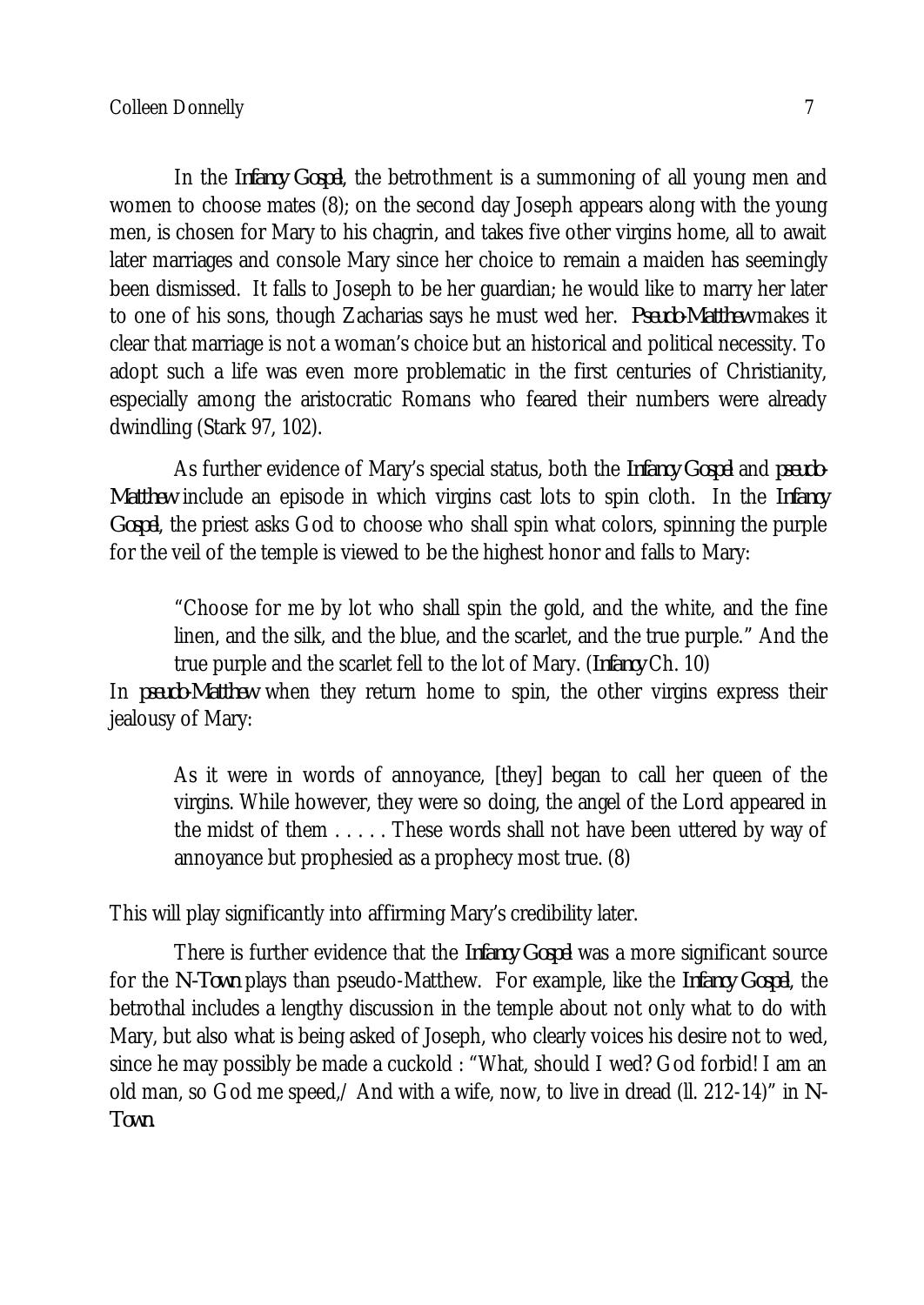In the *Infancy Gospel*, the betrothment is a summoning of all young men and women to choose mates (8); on the second day Joseph appears along with the young men, is chosen for Mary to his chagrin, and takes five other virgins home, all to await later marriages and console Mary since her choice to remain a maiden has seemingly been dismissed. It falls to Joseph to be her guardian; he would like to marry her later to one of his sons, though Zacharias says he must wed her. *Pseudo-Matthew* makes it clear that marriage is not a woman's choice but an historical and political necessity. To adopt such a life was even more problematic in the first centuries of Christianity, especially among the aristocratic Romans who feared their numbers were already dwindling (Stark 97, 102).

As further evidence of Mary's special status, both the *Infancy Gospel* and *pseudo-Matthew* include an episode in which virgins cast lots to spin cloth. In the *Infancy Gospel*, the priest asks God to choose who shall spin what colors, spinning the purple for the veil of the temple is viewed to be the highest honor and falls to Mary:

> "Choose for me by lot who shall spin the gold, and the white, and the fine linen, and the silk, and the blue, and the scarlet, and the true purple." And the true purple and the scarlet fell to the lot of Mary. (*Infancy* Ch. 10)

In *pseudo-Matthew* when they return home to spin, the other virgins express their jealousy of Mary:

> As it were in words of annoyance, [they] began to call her queen of the virgins. While however, they were so doing, the angel of the Lord appeared in the midst of them . . . . . These words shall not have been uttered by way of annoyance but prophesied as a prophecy most true. (8)

This will play significantly into affirming Mary's credibility later.

There is further evidence that the *Infancy Gospel* was a more significant source for the *N-Town* plays than pseudo-Matthew. For example, like the *Infancy Gospel*, the betrothal includes a lengthy discussion in the temple about not only what to do with Mary, but also what is being asked of Joseph, who clearly voices his desire not to wed, since he may possibly be made a cuckold : "What, should I wed? God forbid! I am an old man, so God me speed,/ And with a wife, now, to live in dread (ll. 212-14)" in *N-Town*.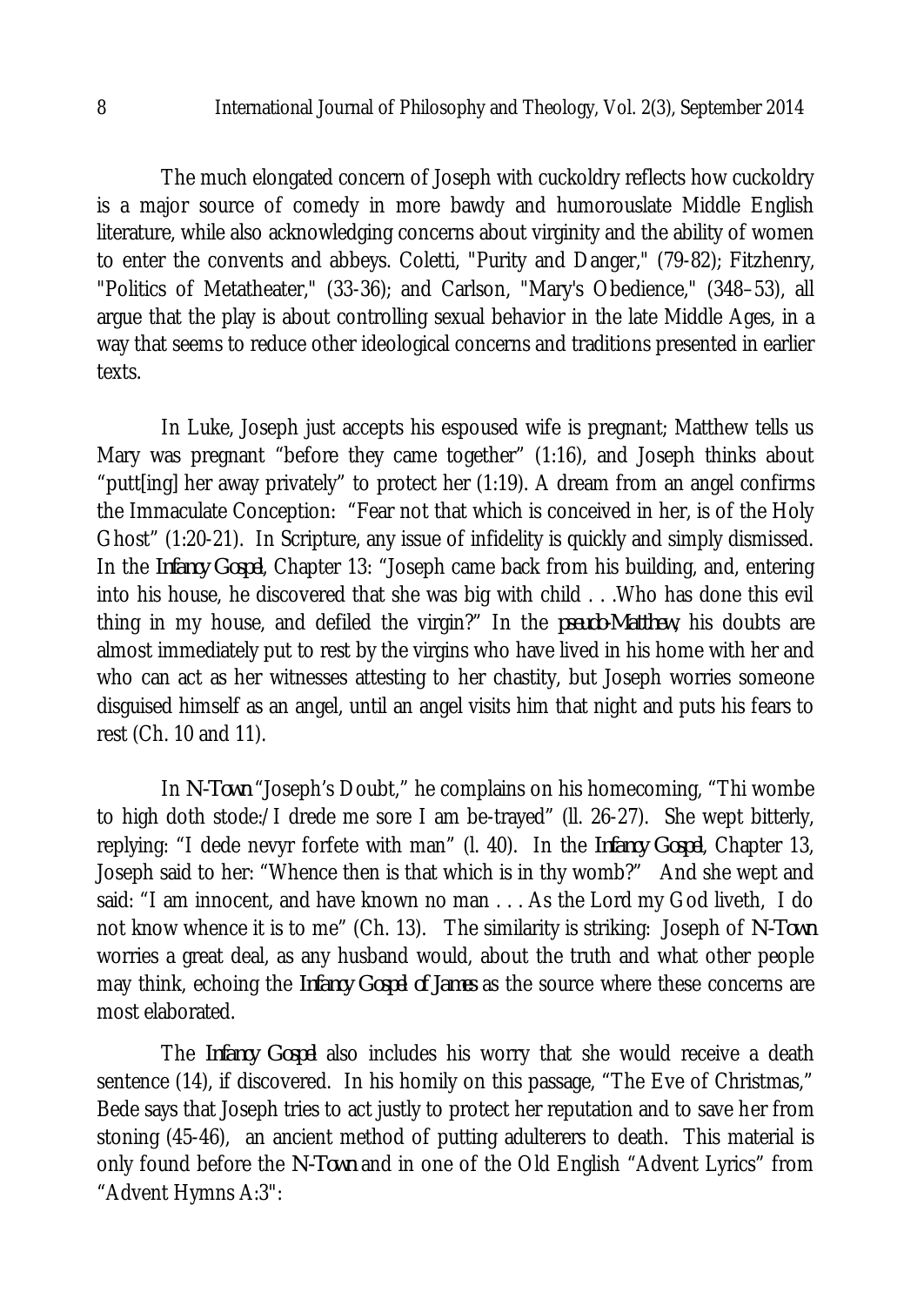The much elongated concern of Joseph with cuckoldry reflects how cuckoldry is a major source of comedy in more bawdy and humorouslate Middle English literature, while also acknowledging concerns about virginity and the ability of women to enter the convents and abbeys. Coletti, "Purity and Danger," (79-82); Fitzhenry, "Politics of Metatheater," (33-36); and Carlson, "Mary's Obedience," (348–53), all argue that the play is about controlling sexual behavior in the late Middle Ages, in a way that seems to reduce other ideological concerns and traditions presented in earlier texts.

In Luke, Joseph just accepts his espoused wife is pregnant; Matthew tells us Mary was pregnant "before they came together" (1:16), and Joseph thinks about "putt[ing] her away privately" to protect her (1:19). A dream from an angel confirms the Immaculate Conception: "Fear not that which is conceived in her, is of the Holy Ghost" (1:20-21). In Scripture, any issue of infidelity is quickly and simply dismissed. In the *Infancy Gospel*, Chapter 13: "Joseph came back from his building, and, entering into his house, he discovered that she was big with child . . .Who has done this evil thing in my house, and defiled the virgin?" In the *pseudo-Matthew*, his doubts are almost immediately put to rest by the virgins who have lived in his home with her and who can act as her witnesses attesting to her chastity, but Joseph worries someone disguised himself as an angel, until an angel visits him that night and puts his fears to rest (Ch. 10 and 11).

In *N-Town* "Joseph's Doubt," he complains on his homecoming, "Thi wombe to high doth stode:/I drede me sore I am be-trayed" (ll. 26-27). She wept bitterly, replying: "I dede nevyr forfete with man" (l. 40). In the *Infancy Gospel*, Chapter 13, Joseph said to her: "Whence then is that which is in thy womb?" And she wept and said: "I am innocent, and have known no man . . . As the Lord my God liveth, I do not know whence it is to me" (Ch. 13). The similarity is striking: Joseph of *N-Town* worries a great deal, as any husband would, about the truth and what other people may think, echoing the *Infancy Gospel of James* as the source where these concerns are most elaborated.

The *Infancy Gospel* also includes his worry that she would receive a death sentence (14), if discovered. In his homily on this passage, "The Eve of Christmas," Bede says that Joseph tries to act justly to protect her reputation and to save her from stoning (45-46), an ancient method of putting adulterers to death. This material is only found before the *N-Town* and in one of the Old English "Advent Lyrics" from "Advent Hymns A:3":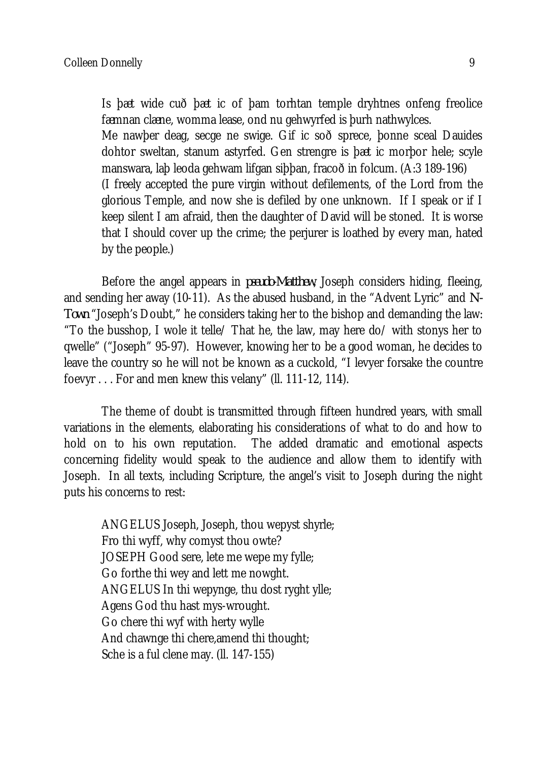> Is þæt wide cuð þæt ic of þam torhtan temple dryhtnes onfeng freolice fæmnan clæne, womma lease, ond nu gehwyrfed is þurh nathwylces.
> Me nawþer deag, secge ne swige. Gif ic soð sprece, þonne sceal Dauides dohtor sweltan, stanum astyrfed. Gen strengre is þæt ic morþor hele; scyle manswara, laþ leoda gehwam lifgan siþþan, fracoð in folcum. (A:3 189-196)
> (I freely accepted the pure virgin without defilements, of the Lord from the glorious Temple, and now she is defiled by one unknown. If I speak or if I keep silent I am afraid, then the daughter of David will be stoned. It is worse that I should cover up the crime; the perjurer is loathed by every man, hated by the people.)

Before the angel appears in *pseudo-Matthew*, Joseph considers hiding, fleeing, and sending her away (10-11). As the abused husband, in the "Advent Lyric" and *N-Town* "Joseph's Doubt," he considers taking her to the bishop and demanding the law: "To the busshop, I wole it telle/ That he, the law, may here do/ with stonys her to qwelle" ("Joseph" 95-97). However, knowing her to be a good woman, he decides to leave the country so he will not be known as a cuckold, "I levyer forsake the countre foevyr . . . For and men knew this velany" (ll. 111-12, 114).

The theme of doubt is transmitted through fifteen hundred years, with small variations in the elements, elaborating his considerations of what to do and how to hold on to his own reputation. The added dramatic and emotional aspects concerning fidelity would speak to the audience and allow them to identify with Joseph. In all texts, including Scripture, the angel's visit to Joseph during the night puts his concerns to rest:

> ANGELUS Joseph, Joseph, thou wepyst shyrle;
> Fro thi wyff, why comyst thou owte?
> JOSEPH Good sere, lete me wepe my fylle;
> Go forthe thi wey and lett me nowght.
> ANGELUS In thi wepynge, thu dost ryght ylle;
> Agens God thu hast mys-wrought.
> Go chere thi wyf with herty wylle
> And chawnge thi chere,amend thi thought;
> Sche is a ful clene may. (ll. 147-155)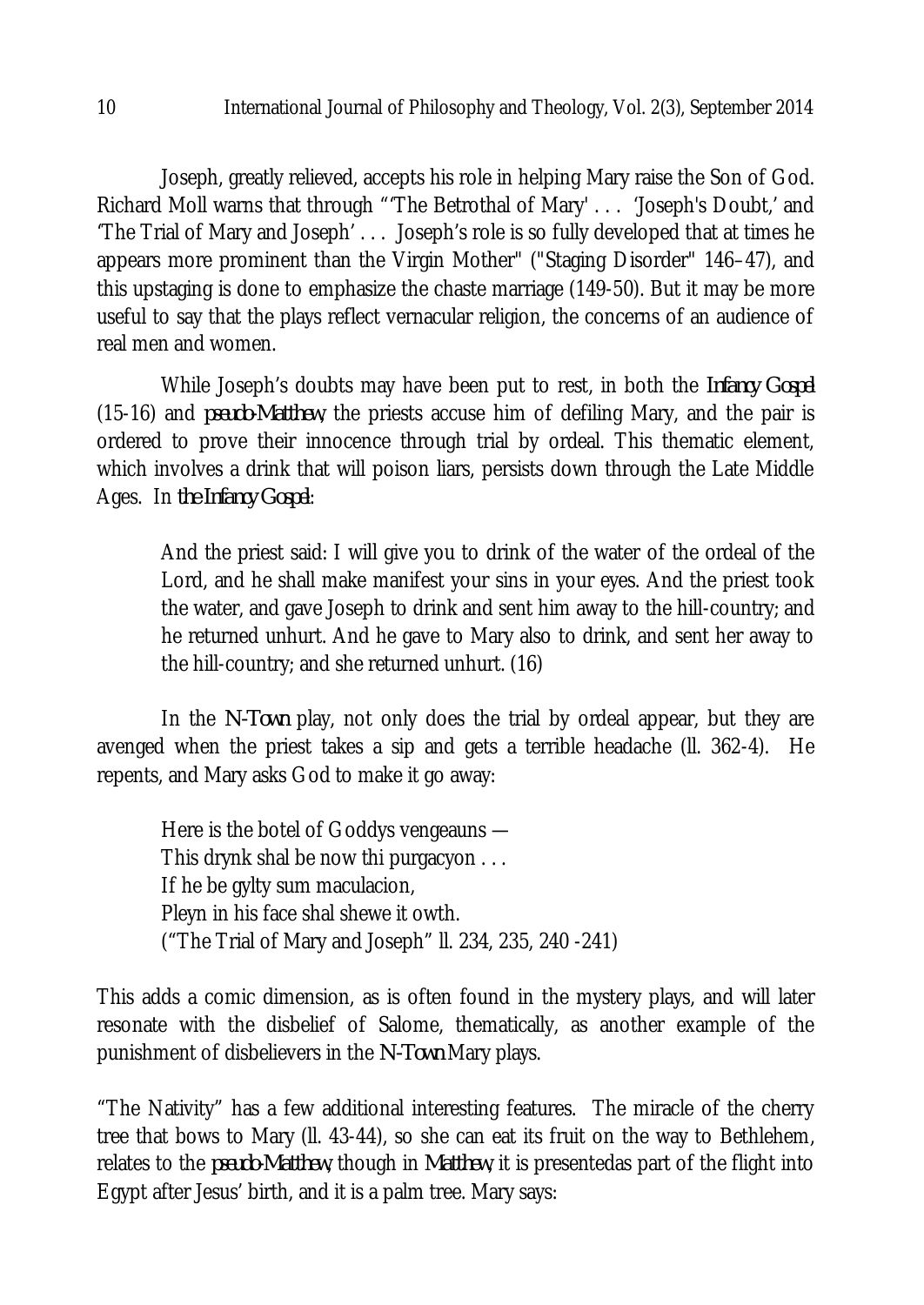Joseph, greatly relieved, accepts his role in helping Mary raise the Son of God. Richard Moll warns that through "'The Betrothal of Mary' . . . 'Joseph's Doubt,' and 'The Trial of Mary and Joseph' . . . Joseph's role is so fully developed that at times he appears more prominent than the Virgin Mother" ("Staging Disorder" 146–47), and this upstaging is done to emphasize the chaste marriage (149-50). But it may be more useful to say that the plays reflect vernacular religion, the concerns of an audience of real men and women.

While Joseph's doubts may have been put to rest, in both the *Infancy Gospel* (15-16) and *pseudo-Matthew*, the priests accuse him of defiling Mary, and the pair is ordered to prove their innocence through trial by ordeal. This thematic element, which involves a drink that will poison liars, persists down through the Late Middle Ages. In *the Infancy Gospel*:

> And the priest said: I will give you to drink of the water of the ordeal of the Lord, and he shall make manifest your sins in your eyes. And the priest took the water, and gave Joseph to drink and sent him away to the hill-country; and he returned unhurt. And he gave to Mary also to drink, and sent her away to the hill-country; and she returned unhurt. (16)

In the *N-Town* play, not only does the trial by ordeal appear, but they are avenged when the priest takes a sip and gets a terrible headache (ll. 362-4). He repents, and Mary asks God to make it go away:

> Here is the botel of Goddys vengeauns —
> This drynk shal be now thi purgacyon . . .
> If he be gylty sum maculacion,
> Pleyn in his face shal shewe it owth.
> ("The Trial of Mary and Joseph" ll. 234, 235, 240 -241)

This adds a comic dimension, as is often found in the mystery plays, and will later resonate with the disbelief of Salome, thematically, as another example of the punishment of disbelievers in the *N-Town* Mary plays.

"The Nativity" has a few additional interesting features. The miracle of the cherry tree that bows to Mary (ll. 43-44), so she can eat its fruit on the way to Bethlehem, relates to the *pseudo-Matthew*, though in *Matthew*, it is presentedas part of the flight into Egypt after Jesus' birth, and it is a palm tree. Mary says: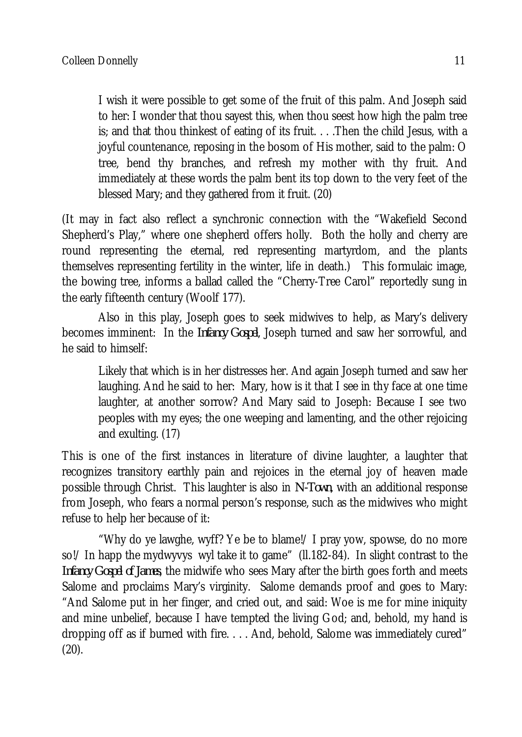> I wish it were possible to get some of the fruit of this palm. And Joseph said to her: I wonder that thou sayest this, when thou seest how high the palm tree is; and that thou thinkest of eating of its fruit. . . .Then the child Jesus, with a joyful countenance, reposing in the bosom of His mother, said to the palm: O tree, bend thy branches, and refresh my mother with thy fruit. And immediately at these words the palm bent its top down to the very feet of the blessed Mary; and they gathered from it fruit. (20)

(It may in fact also reflect a synchronic connection with the "Wakefield Second Shepherd's Play," where one shepherd offers holly. Both the holly and cherry are round representing the eternal, red representing martyrdom, and the plants themselves representing fertility in the winter, life in death.) This formulaic image, the bowing tree, informs a ballad called the "Cherry-Tree Carol" reportedly sung in the early fifteenth century (Woolf 177).

Also in this play, Joseph goes to seek midwives to help, as Mary's delivery becomes imminent: In the *Infancy Gospel*, Joseph turned and saw her sorrowful, and he said to himself:

> Likely that which is in her distresses her. And again Joseph turned and saw her laughing. And he said to her: Mary, how is it that I see in thy face at one time laughter, at another sorrow? And Mary said to Joseph: Because I see two peoples with my eyes; the one weeping and lamenting, and the other rejoicing and exulting. (17)

This is one of the first instances in literature of divine laughter, a laughter that recognizes transitory earthly pain and rejoices in the eternal joy of heaven made possible through Christ. This laughter is also in *N-Town*, with an additional response from Joseph, who fears a normal person's response, such as the midwives who might refuse to help her because of it:

"Why do ye lawghe, wyff? Ye be to blame!/ I pray yow, spowse, do no more so!/ In happ the mydwyvys wyl take it to game" (ll.182-84). In slight contrast to the *Infancy Gospel of James*, the midwife who sees Mary after the birth goes forth and meets Salome and proclaims Mary's virginity. Salome demands proof and goes to Mary: "And Salome put in her finger, and cried out, and said: Woe is me for mine iniquity and mine unbelief, because I have tempted the living God; and, behold, my hand is dropping off as if burned with fire. . . . And, behold, Salome was immediately cured" (20).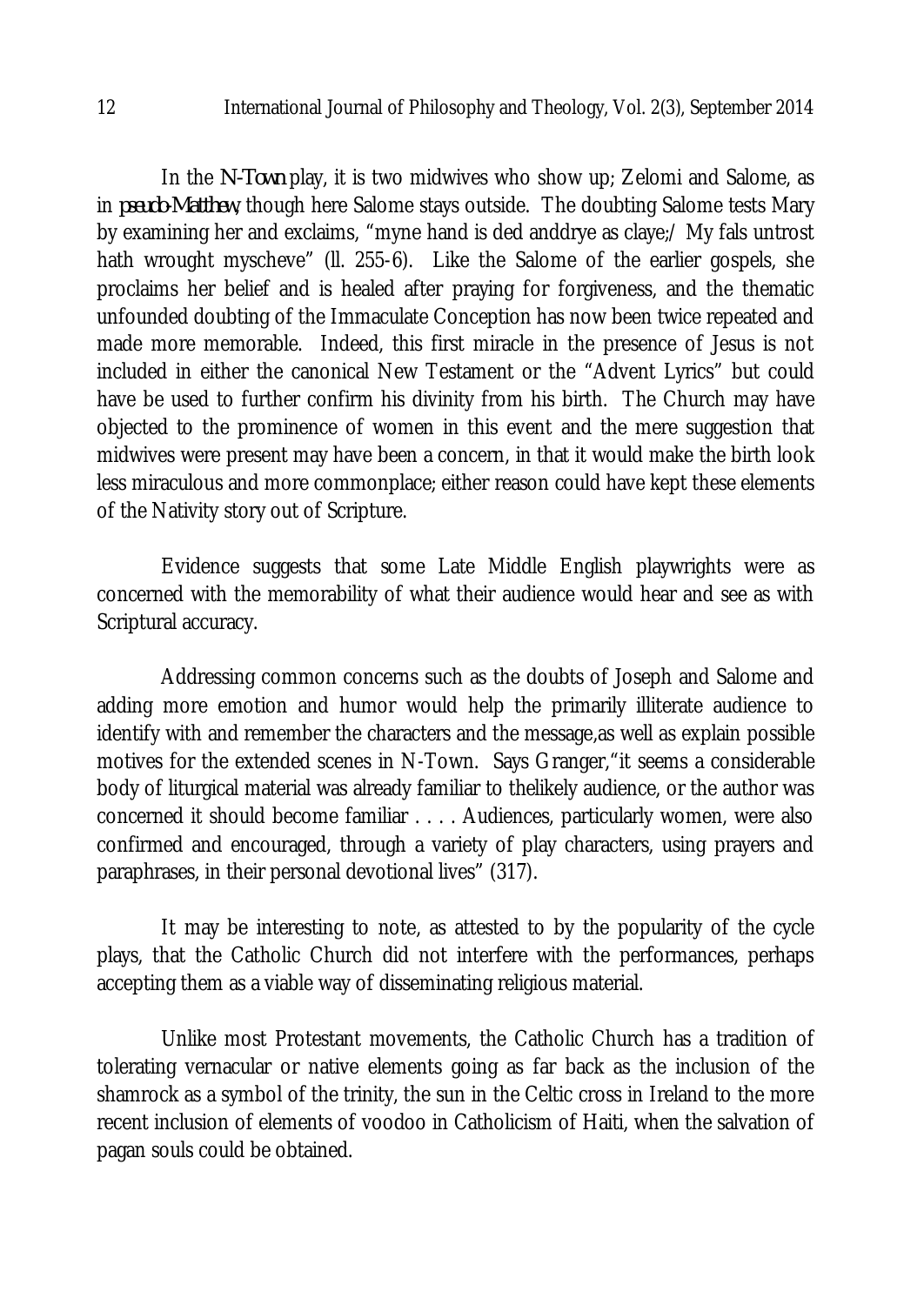In the *N-Town* play, it is two midwives who show up; Zelomi and Salome, as in *pseudo-Matthew*, though here Salome stays outside. The doubting Salome tests Mary by examining her and exclaims, "myne hand is ded anddrye as claye;/ My fals untrost hath wrought myscheve" (ll. 255-6). Like the Salome of the earlier gospels, she proclaims her belief and is healed after praying for forgiveness, and the thematic unfounded doubting of the Immaculate Conception has now been twice repeated and made more memorable. Indeed, this first miracle in the presence of Jesus is not included in either the canonical New Testament or the "Advent Lyrics" but could have be used to further confirm his divinity from his birth. The Church may have objected to the prominence of women in this event and the mere suggestion that midwives were present may have been a concern, in that it would make the birth look less miraculous and more commonplace; either reason could have kept these elements of the Nativity story out of Scripture.

Evidence suggests that some Late Middle English playwrights were as concerned with the memorability of what their audience would hear and see as with Scriptural accuracy.

Addressing common concerns such as the doubts of Joseph and Salome and adding more emotion and humor would help the primarily illiterate audience to identify with and remember the characters and the message,as well as explain possible motives for the extended scenes in N-Town. Says Granger,"it seems a considerable body of liturgical material was already familiar to thelikely audience, or the author was concerned it should become familiar . . . . Audiences, particularly women, were also confirmed and encouraged, through a variety of play characters, using prayers and paraphrases, in their personal devotional lives" (317).

It may be interesting to note, as attested to by the popularity of the cycle plays, that the Catholic Church did not interfere with the performances, perhaps accepting them as a viable way of disseminating religious material.

Unlike most Protestant movements, the Catholic Church has a tradition of tolerating vernacular or native elements going as far back as the inclusion of the shamrock as a symbol of the trinity, the sun in the Celtic cross in Ireland to the more recent inclusion of elements of voodoo in Catholicism of Haiti, when the salvation of pagan souls could be obtained.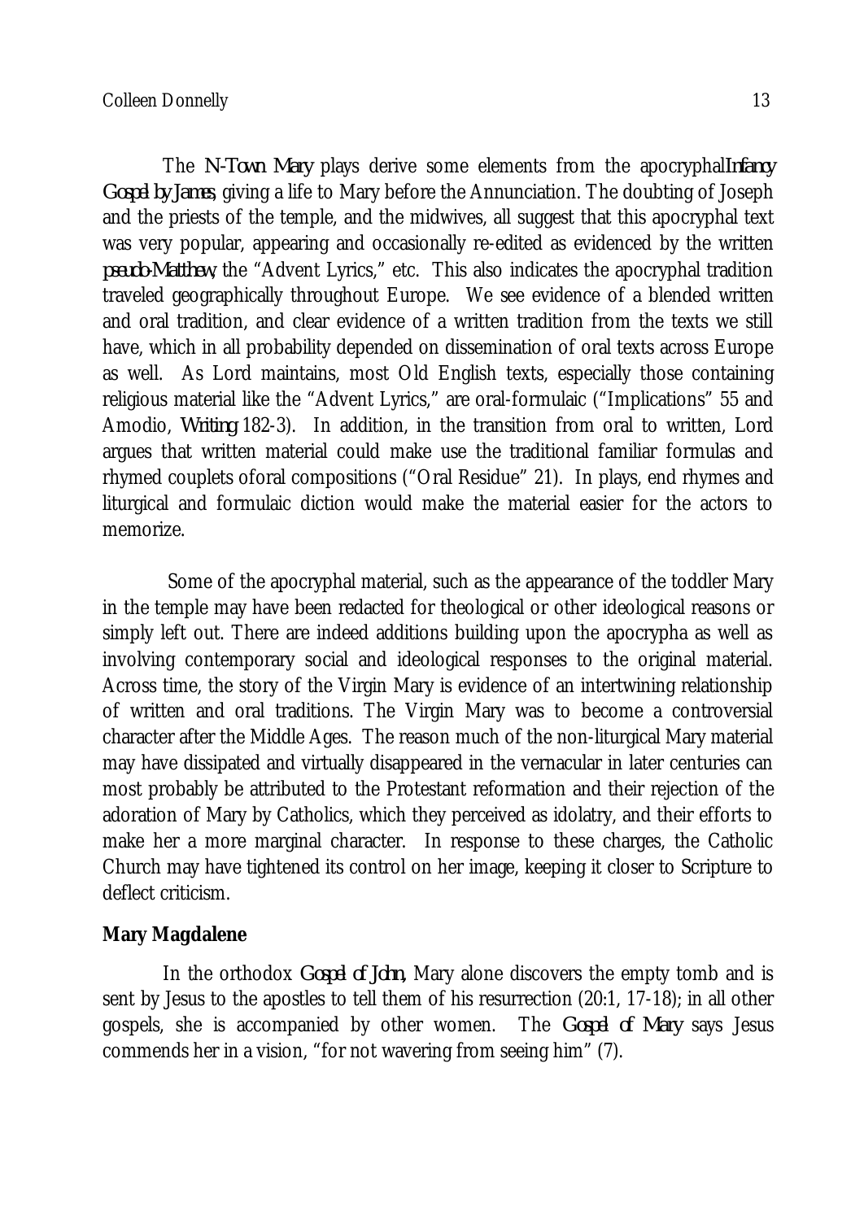The *N-Town Mary* plays derive some elements from the apocryphal *Infancy Gospel by James*, giving a life to Mary before the Annunciation. The doubting of Joseph and the priests of the temple, and the midwives, all suggest that this apocryphal text was very popular, appearing and occasionally re-edited as evidenced by the written *pseudo-Matthew*, the "Advent Lyrics," etc. This also indicates the apocryphal tradition traveled geographically throughout Europe. We see evidence of a blended written and oral tradition, and clear evidence of a written tradition from the texts we still have, which in all probability depended on dissemination of oral texts across Europe as well. As Lord maintains, most Old English texts, especially those containing religious material like the "Advent Lyrics," are oral-formulaic ("Implications" 55 and Amodio, *Writing* 182-3). In addition, in the transition from oral to written, Lord argues that written material could make use the traditional familiar formulas and rhymed couplets oforal compositions ("Oral Residue" 21). In plays, end rhymes and liturgical and formulaic diction would make the material easier for the actors to memorize.

Some of the apocryphal material, such as the appearance of the toddler Mary in the temple may have been redacted for theological or other ideological reasons or simply left out. There are indeed additions building upon the apocrypha as well as involving contemporary social and ideological responses to the original material. Across time, the story of the Virgin Mary is evidence of an intertwining relationship of written and oral traditions. The Virgin Mary was to become a controversial character after the Middle Ages. The reason much of the non-liturgical Mary material may have dissipated and virtually disappeared in the vernacular in later centuries can most probably be attributed to the Protestant reformation and their rejection of the adoration of Mary by Catholics, which they perceived as idolatry, and their efforts to make her a more marginal character. In response to these charges, the Catholic Church may have tightened its control on her image, keeping it closer to Scripture to deflect criticism.

**Mary Magdalene**

In the orthodox *Gospel of John*, Mary alone discovers the empty tomb and is sent by Jesus to the apostles to tell them of his resurrection (20:1, 17-18); in all other gospels, she is accompanied by other women. The *Gospel of Mary* says Jesus commends her in a vision, "for not wavering from seeing him" (7).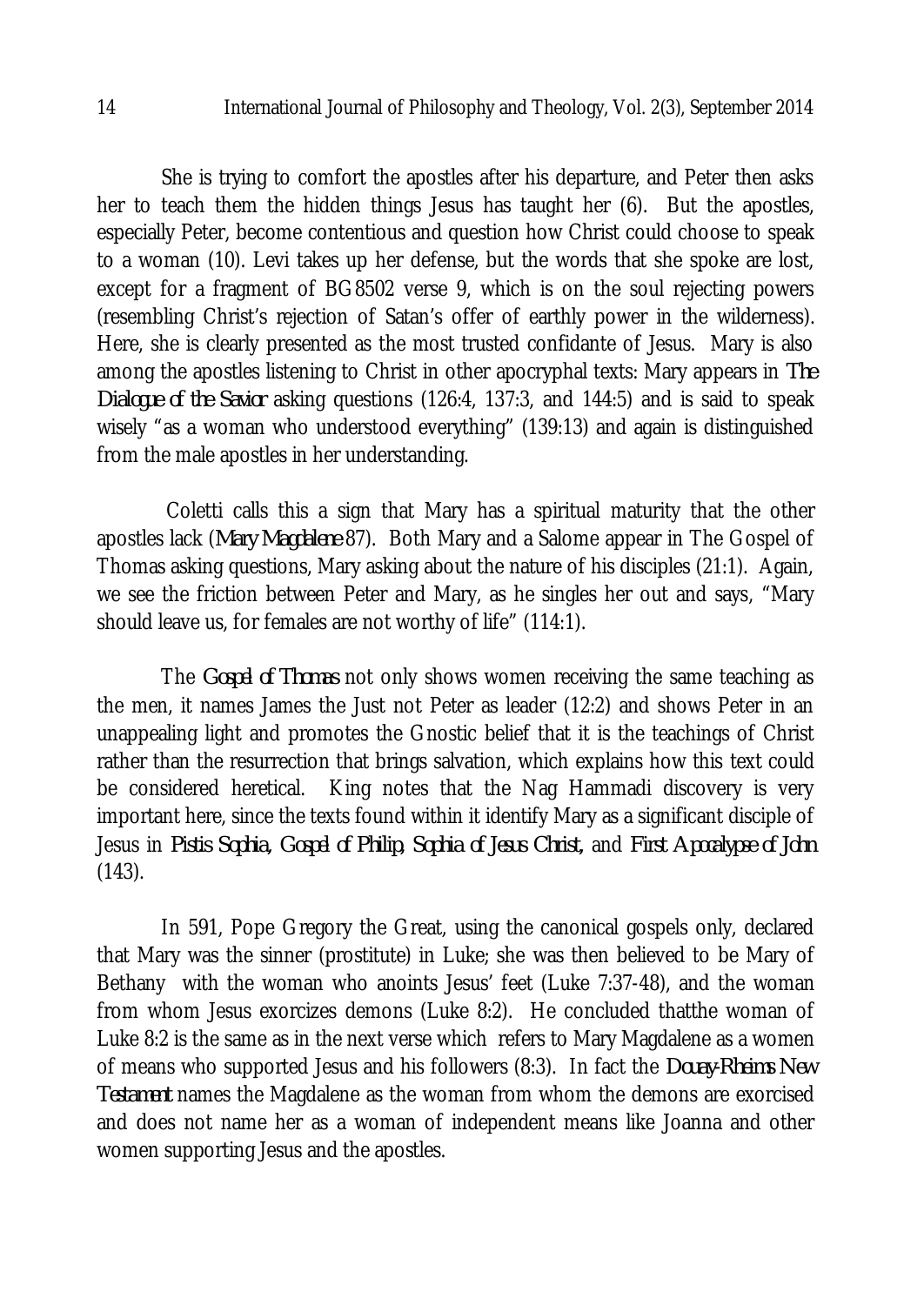She is trying to comfort the apostles after his departure, and Peter then asks her to teach them the hidden things Jesus has taught her (6). But the apostles, especially Peter, become contentious and question how Christ could choose to speak to a woman (10). Levi takes up her defense, but the words that she spoke are lost, except for a fragment of BG 8502 verse 9, which is on the soul rejecting powers (resembling Christ's rejection of Satan's offer of earthly power in the wilderness). Here, she is clearly presented as the most trusted confidante of Jesus. Mary is also among the apostles listening to Christ in other apocryphal texts: Mary appears in *The Dialogue of the Savior* asking questions (126:4, 137:3, and 144:5) and is said to speak wisely "as a woman who understood everything" (139:13) and again is distinguished from the male apostles in her understanding.

Coletti calls this a sign that Mary has a spiritual maturity that the other apostles lack (*Mary Magdalene* 87). Both Mary and a Salome appear in The Gospel of Thomas asking questions, Mary asking about the nature of his disciples (21:1). Again, we see the friction between Peter and Mary, as he singles her out and says, "Mary should leave us, for females are not worthy of life" (114:1).

The *Gospel of Thomas* not only shows women receiving the same teaching as the men, it names James the Just not Peter as leader (12:2) and shows Peter in an unappealing light and promotes the Gnostic belief that it is the teachings of Christ rather than the resurrection that brings salvation, which explains how this text could be considered heretical. King notes that the Nag Hammadi discovery is very important here, since the texts found within it identify Mary as a significant disciple of Jesus in *Pistis Sophia, Gospel of Philip, Sophia of Jesus Christ,* and *First Apocalypse of John* (143).

In 591, Pope Gregory the Great, using the canonical gospels only, declared that Mary was the sinner (prostitute) in Luke; she was then believed to be Mary of Bethany with the woman who anoints Jesus' feet (Luke 7:37-48), and the woman from whom Jesus exorcizes demons (Luke 8:2). He concluded thatthe woman of Luke 8:2 is the same as in the next verse which refers to Mary Magdalene as a women of means who supported Jesus and his followers (8:3). In fact the *Douay-Rheims New Testament* names the Magdalene as the woman from whom the demons are exorcised and does not name her as a woman of independent means like Joanna and other women supporting Jesus and the apostles.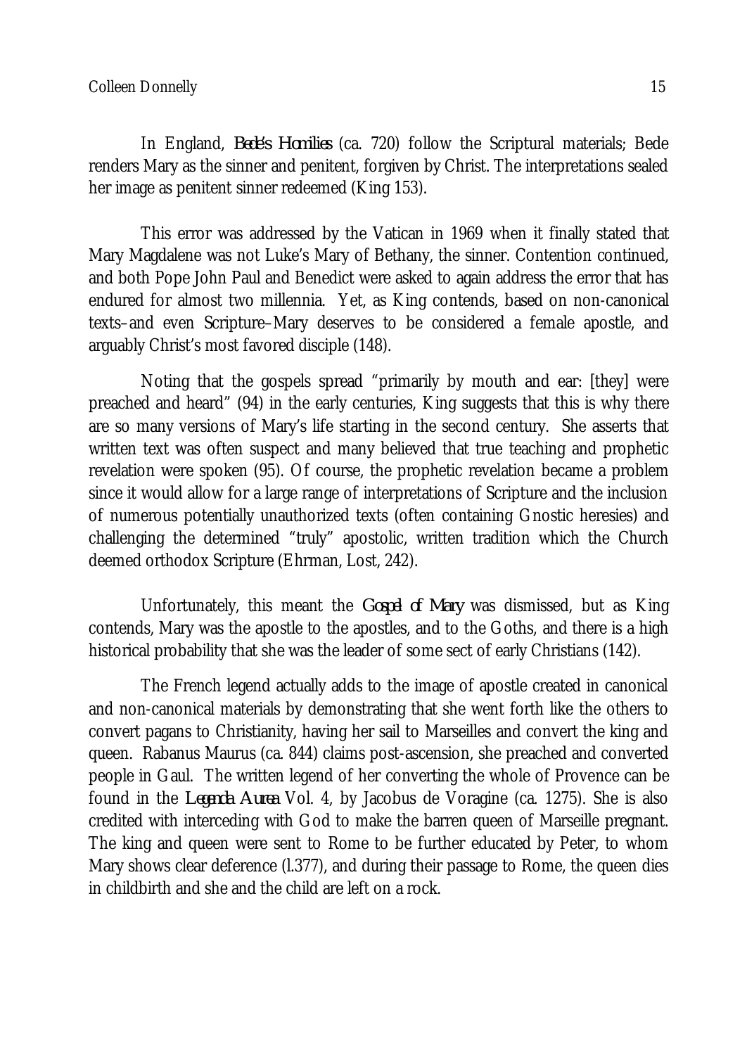In England, *Bede's Homilies* (ca. 720) follow the Scriptural materials; Bede renders Mary as the sinner and penitent, forgiven by Christ. The interpretations sealed her image as penitent sinner redeemed (King 153).

This error was addressed by the Vatican in 1969 when it finally stated that Mary Magdalene was not Luke's Mary of Bethany, the sinner. Contention continued, and both Pope John Paul and Benedict were asked to again address the error that has endured for almost two millennia. Yet, as King contends, based on non-canonical texts–and even Scripture–Mary deserves to be considered a female apostle, and arguably Christ's most favored disciple (148).

Noting that the gospels spread "primarily by mouth and ear: [they] were preached and heard" (94) in the early centuries, King suggests that this is why there are so many versions of Mary's life starting in the second century. She asserts that written text was often suspect and many believed that true teaching and prophetic revelation were spoken (95). Of course, the prophetic revelation became a problem since it would allow for a large range of interpretations of Scripture and the inclusion of numerous potentially unauthorized texts (often containing Gnostic heresies) and challenging the determined "truly" apostolic, written tradition which the Church deemed orthodox Scripture (Ehrman, Lost, 242).

Unfortunately, this meant the *Gospel of Mary* was dismissed, but as King contends, Mary was the apostle to the apostles, and to the Goths, and there is a high historical probability that she was the leader of some sect of early Christians (142).

The French legend actually adds to the image of apostle created in canonical and non-canonical materials by demonstrating that she went forth like the others to convert pagans to Christianity, having her sail to Marseilles and convert the king and queen. Rabanus Maurus (ca. 844) claims post-ascension, she preached and converted people in Gaul. The written legend of her converting the whole of Provence can be found in the *Legenda Aurea* Vol. 4, by Jacobus de Voragine (ca. 1275). She is also credited with interceding with God to make the barren queen of Marseille pregnant. The king and queen were sent to Rome to be further educated by Peter, to whom Mary shows clear deference (l.377), and during their passage to Rome, the queen dies in childbirth and she and the child are left on a rock.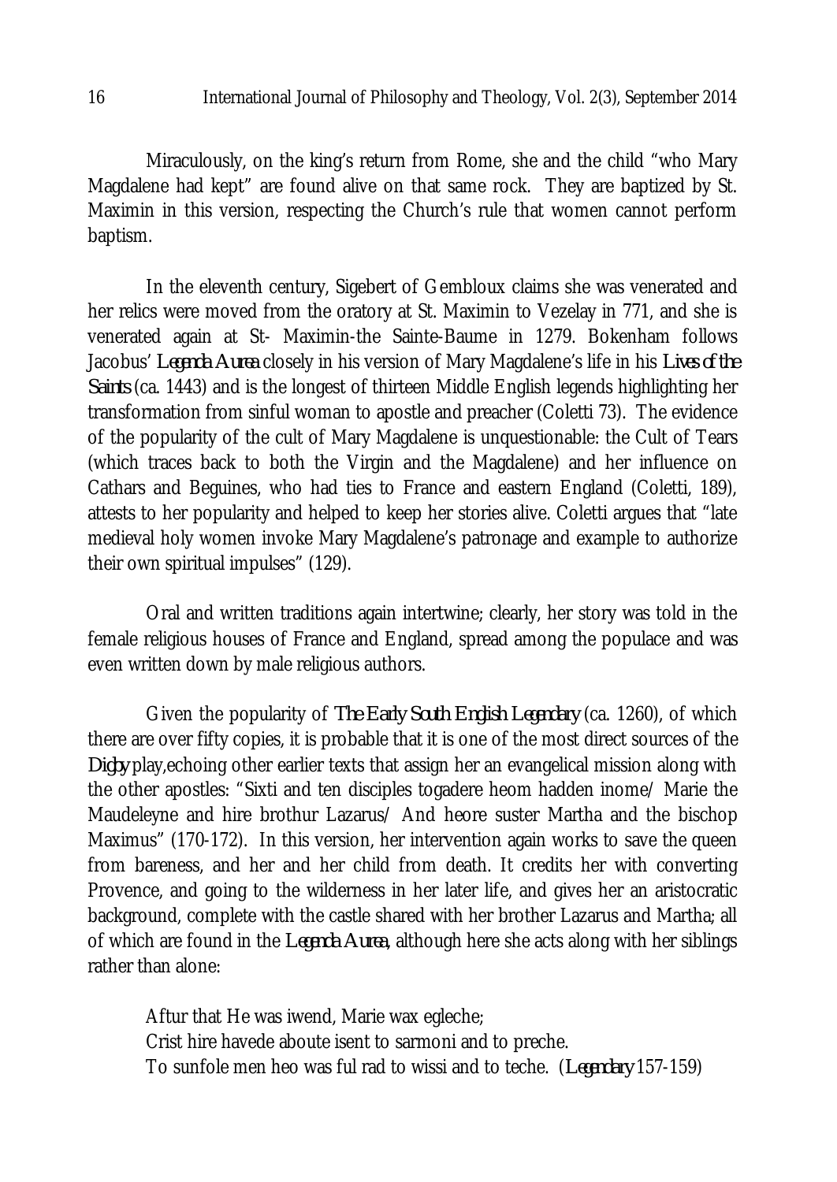Miraculously, on the king's return from Rome, she and the child "who Mary Magdalene had kept" are found alive on that same rock. They are baptized by St. Maximin in this version, respecting the Church's rule that women cannot perform baptism.

In the eleventh century, Sigebert of Gembloux claims she was venerated and her relics were moved from the oratory at St. Maximin to Vezelay in 771, and she is venerated again at St- Maximin-the Sainte-Baume in 1279. Bokenham follows Jacobus' *Legenda Aurea* closely in his version of Mary Magdalene's life in his *Lives of the Saints* (ca. 1443) and is the longest of thirteen Middle English legends highlighting her transformation from sinful woman to apostle and preacher (Coletti 73). The evidence of the popularity of the cult of Mary Magdalene is unquestionable: the Cult of Tears (which traces back to both the Virgin and the Magdalene) and her influence on Cathars and Beguines, who had ties to France and eastern England (Coletti, 189), attests to her popularity and helped to keep her stories alive. Coletti argues that "late medieval holy women invoke Mary Magdalene's patronage and example to authorize their own spiritual impulses" (129).

Oral and written traditions again intertwine; clearly, her story was told in the female religious houses of France and England, spread among the populace and was even written down by male religious authors.

Given the popularity of *The Early South English Legendary* (ca. 1260), of which there are over fifty copies, it is probable that it is one of the most direct sources of the *Digby* play,echoing other earlier texts that assign her an evangelical mission along with the other apostles: "Sixti and ten disciples togadere heom hadden inome/ Marie the Maudeleyne and hire brothur Lazarus/ And heore suster Martha and the bischop Maximus" (170-172). In this version, her intervention again works to save the queen from bareness, and her and her child from death. It credits her with converting Provence, and going to the wilderness in her later life, and gives her an aristocratic background, complete with the castle shared with her brother Lazarus and Martha; all of which are found in the *Legenda Aurea*, although here she acts along with her siblings rather than alone:

> Aftur that He was iwend, Marie wax egleche;
> Crist hire havede aboute isent to sarmoni and to preche.
> To sunfole men heo was ful rad to wissi and to teche. (*Legendary* 157-159)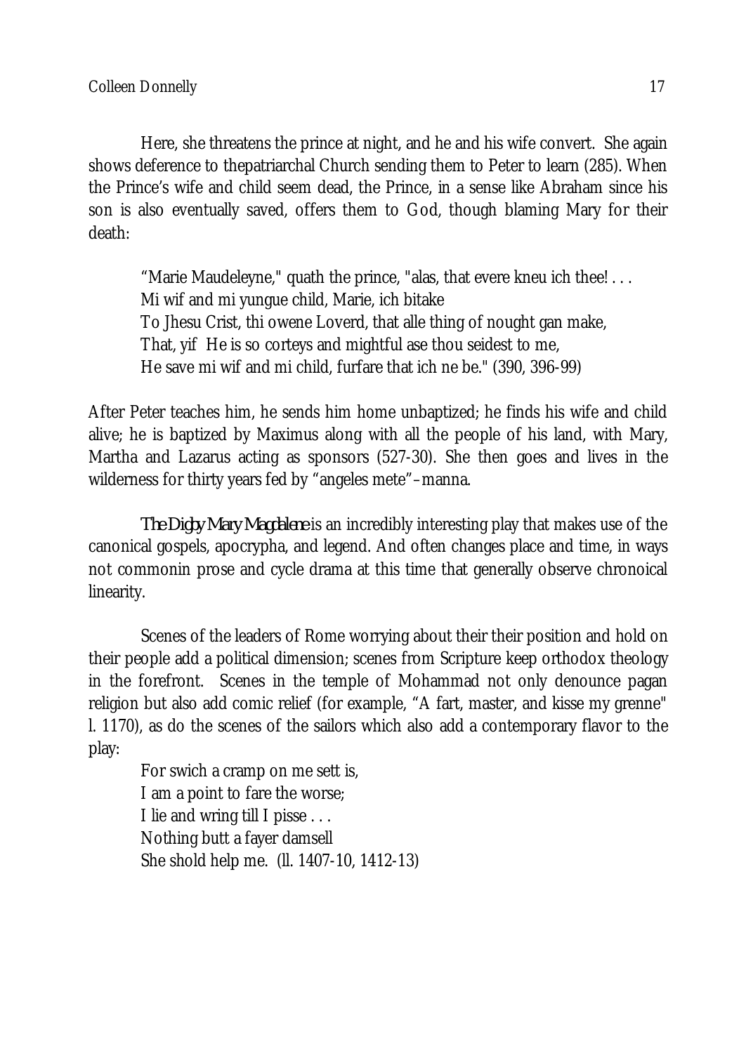Here, she threatens the prince at night, and he and his wife convert. She again shows deference to thepatriarchal Church sending them to Peter to learn (285). When the Prince's wife and child seem dead, the Prince, in a sense like Abraham since his son is also eventually saved, offers them to God, though blaming Mary for their death:

> "Marie Maudeleyne," quath the prince, "alas, that evere kneu ich thee! . . .
> Mi wif and mi yungue child, Marie, ich bitake
> To Jhesu Crist, thi owene Loverd, that alle thing of nought gan make,
> That, yif He is so corteys and mightful ase thou seidest to me,
> He save mi wif and mi child, furfare that ich ne be." (390, 396-99)

After Peter teaches him, he sends him home unbaptized; he finds his wife and child alive; he is baptized by Maximus along with all the people of his land, with Mary, Martha and Lazarus acting as sponsors (527-30). She then goes and lives in the wilderness for thirty years fed by "angeles mete"–manna.

*The Digby Mary Magdalene* is an incredibly interesting play that makes use of the canonical gospels, apocrypha, and legend. And often changes place and time, in ways not commonin prose and cycle drama at this time that generally observe chronoical linearity.

Scenes of the leaders of Rome worrying about their their position and hold on their people add a political dimension; scenes from Scripture keep orthodox theology in the forefront. Scenes in the temple of Mohammad not only denounce pagan religion but also add comic relief (for example, "A fart, master, and kisse my grenne" l. 1170), as do the scenes of the sailors which also add a contemporary flavor to the play:

> For swich a cramp on me sett is,
> I am a point to fare the worse;
> I lie and wring till I pisse . . .
> Nothing butt a fayer damsell
> She shold help me. (ll. 1407-10, 1412-13)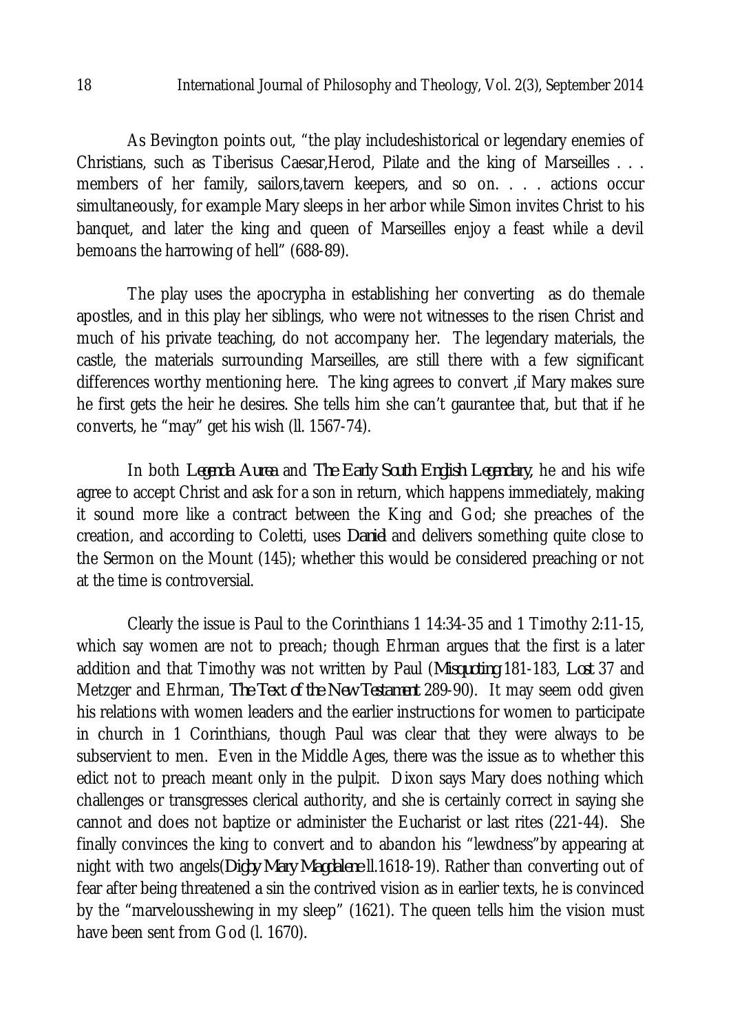As Bevington points out, "the play includeshistorical or legendary enemies of Christians, such as Tiberisus Caesar,Herod, Pilate and the king of Marseilles . . . members of her family, sailors,tavern keepers, and so on. . . . actions occur simultaneously, for example Mary sleeps in her arbor while Simon invites Christ to his banquet, and later the king and queen of Marseilles enjoy a feast while a devil bemoans the harrowing of hell" (688-89).

The play uses the apocrypha in establishing her converting as do themale apostles, and in this play her siblings, who were not witnesses to the risen Christ and much of his private teaching, do not accompany her. The legendary materials, the castle, the materials surrounding Marseilles, are still there with a few significant differences worthy mentioning here. The king agrees to convert ,if Mary makes sure he first gets the heir he desires. She tells him she can't gaurantee that, but that if he converts, he "may" get his wish (ll. 1567-74).

In both *Legenda Aurea* and *The Early South English Legendary,* he and his wife agree to accept Christ and ask for a son in return, which happens immediately, making it sound more like a contract between the King and God; she preaches of the creation, and according to Coletti, uses *Daniel* and delivers something quite close to the Sermon on the Mount (145); whether this would be considered preaching or not at the time is controversial.

Clearly the issue is Paul to the Corinthians 1 14:34-35 and 1 Timothy 2:11-15, which say women are not to preach; though Ehrman argues that the first is a later addition and that Timothy was not written by Paul (*Misquoting* 181-183, *Lost* 37 and Metzger and Ehrman, *The Text of the New Testament* 289-90). It may seem odd given his relations with women leaders and the earlier instructions for women to participate in church in 1 Corinthians, though Paul was clear that they were always to be subservient to men. Even in the Middle Ages, there was the issue as to whether this edict not to preach meant only in the pulpit. Dixon says Mary does nothing which challenges or transgresses clerical authority, and she is certainly correct in saying she cannot and does not baptize or administer the Eucharist or last rites (221-44). She finally convinces the king to convert and to abandon his "lewdness"by appearing at night with two angels(*Digby Mary Magdalene* ll.1618-19). Rather than converting out of fear after being threatened a sin the contrived vision as in earlier texts, he is convinced by the "marvelousshewing in my sleep" (1621). The queen tells him the vision must have been sent from God (l. 1670).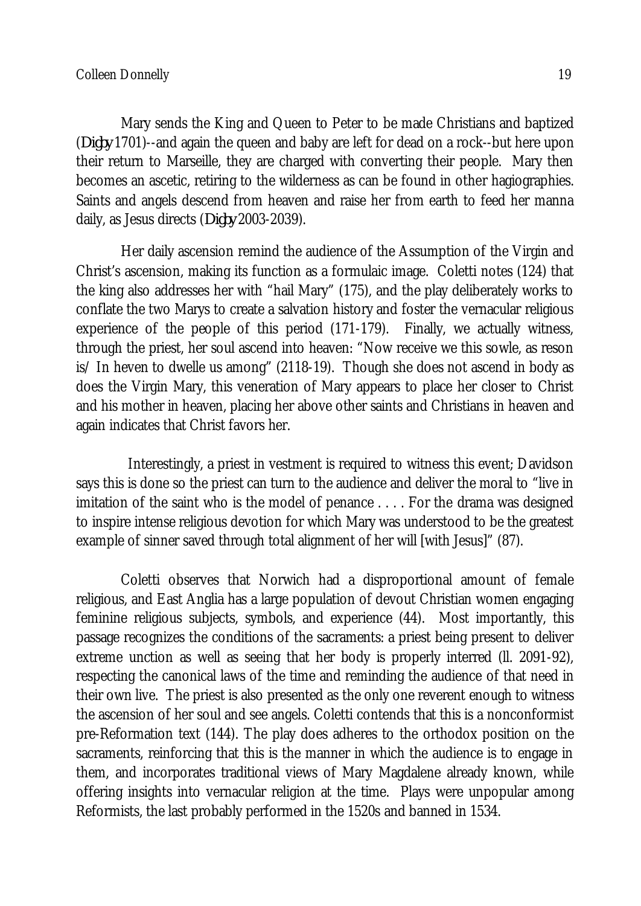Mary sends the King and Queen to Peter to be made Christians and baptized (Digby 1701)--and again the queen and baby are left for dead on a rock--but here upon their return to Marseille, they are charged with converting their people. Mary then becomes an ascetic, retiring to the wilderness as can be found in other hagiographies. Saints and angels descend from heaven and raise her from earth to feed her manna daily, as Jesus directs (Digby 2003-2039).

Her daily ascension remind the audience of the Assumption of the Virgin and Christ's ascension, making its function as a formulaic image. Coletti notes (124) that the king also addresses her with "hail Mary" (175), and the play deliberately works to conflate the two Marys to create a salvation history and foster the vernacular religious experience of the people of this period (171-179). Finally, we actually witness, through the priest, her soul ascend into heaven: "Now receive we this sowle, as reson is/ In heven to dwelle us among" (2118-19). Though she does not ascend in body as does the Virgin Mary, this veneration of Mary appears to place her closer to Christ and his mother in heaven, placing her above other saints and Christians in heaven and again indicates that Christ favors her.

Interestingly, a priest in vestment is required to witness this event; Davidson says this is done so the priest can turn to the audience and deliver the moral to "live in imitation of the saint who is the model of penance . . . . For the drama was designed to inspire intense religious devotion for which Mary was understood to be the greatest example of sinner saved through total alignment of her will [with Jesus]" (87).

Coletti observes that Norwich had a disproportional amount of female religious, and East Anglia has a large population of devout Christian women engaging feminine religious subjects, symbols, and experience (44). Most importantly, this passage recognizes the conditions of the sacraments: a priest being present to deliver extreme unction as well as seeing that her body is properly interred (ll. 2091-92), respecting the canonical laws of the time and reminding the audience of that need in their own live. The priest is also presented as the only one reverent enough to witness the ascension of her soul and see angels. Coletti contends that this is a nonconformist pre-Reformation text (144). The play does adheres to the orthodox position on the sacraments, reinforcing that this is the manner in which the audience is to engage in them, and incorporates traditional views of Mary Magdalene already known, while offering insights into vernacular religion at the time. Plays were unpopular among Reformists, the last probably performed in the 1520s and banned in 1534.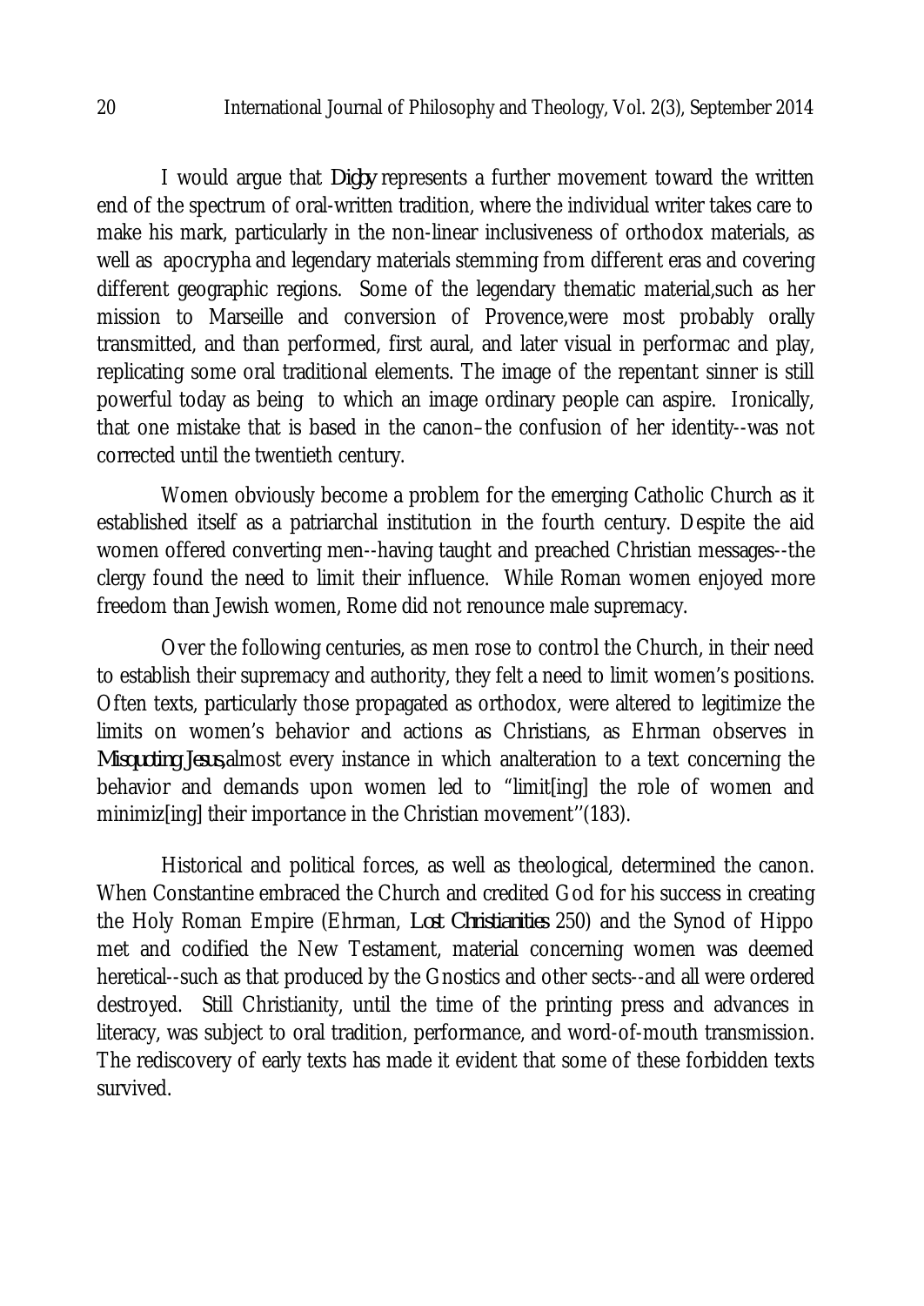I would argue that *Digby* represents a further movement toward the written end of the spectrum of oral-written tradition, where the individual writer takes care to make his mark, particularly in the non-linear inclusiveness of orthodox materials, as well as apocrypha and legendary materials stemming from different eras and covering different geographic regions. Some of the legendary thematic material,such as her mission to Marseille and conversion of Provence,were most probably orally transmitted, and than performed, first aural, and later visual in performac and play, replicating some oral traditional elements. The image of the repentant sinner is still powerful today as being to which an image ordinary people can aspire. Ironically, that one mistake that is based in the canon–the confusion of her identity--was not corrected until the twentieth century.

Women obviously become a problem for the emerging Catholic Church as it established itself as a patriarchal institution in the fourth century. Despite the aid women offered converting men--having taught and preached Christian messages--the clergy found the need to limit their influence. While Roman women enjoyed more freedom than Jewish women, Rome did not renounce male supremacy.

Over the following centuries, as men rose to control the Church, in their need to establish their supremacy and authority, they felt a need to limit women's positions. Often texts, particularly those propagated as orthodox, were altered to legitimize the limits on women's behavior and actions as Christians, as Ehrman observes in *Misquoting Jesus,*almost every instance in which analteration to a text concerning the behavior and demands upon women led to "limit[ing] the role of women and minimiz[ing] their importance in the Christian movement''(183).

Historical and political forces, as well as theological, determined the canon. When Constantine embraced the Church and credited God for his success in creating the Holy Roman Empire (Ehrman, *Lost Christianities* 250) and the Synod of Hippo met and codified the New Testament, material concerning women was deemed heretical--such as that produced by the Gnostics and other sects--and all were ordered destroyed. Still Christianity, until the time of the printing press and advances in literacy, was subject to oral tradition, performance, and word-of-mouth transmission. The rediscovery of early texts has made it evident that some of these forbidden texts survived.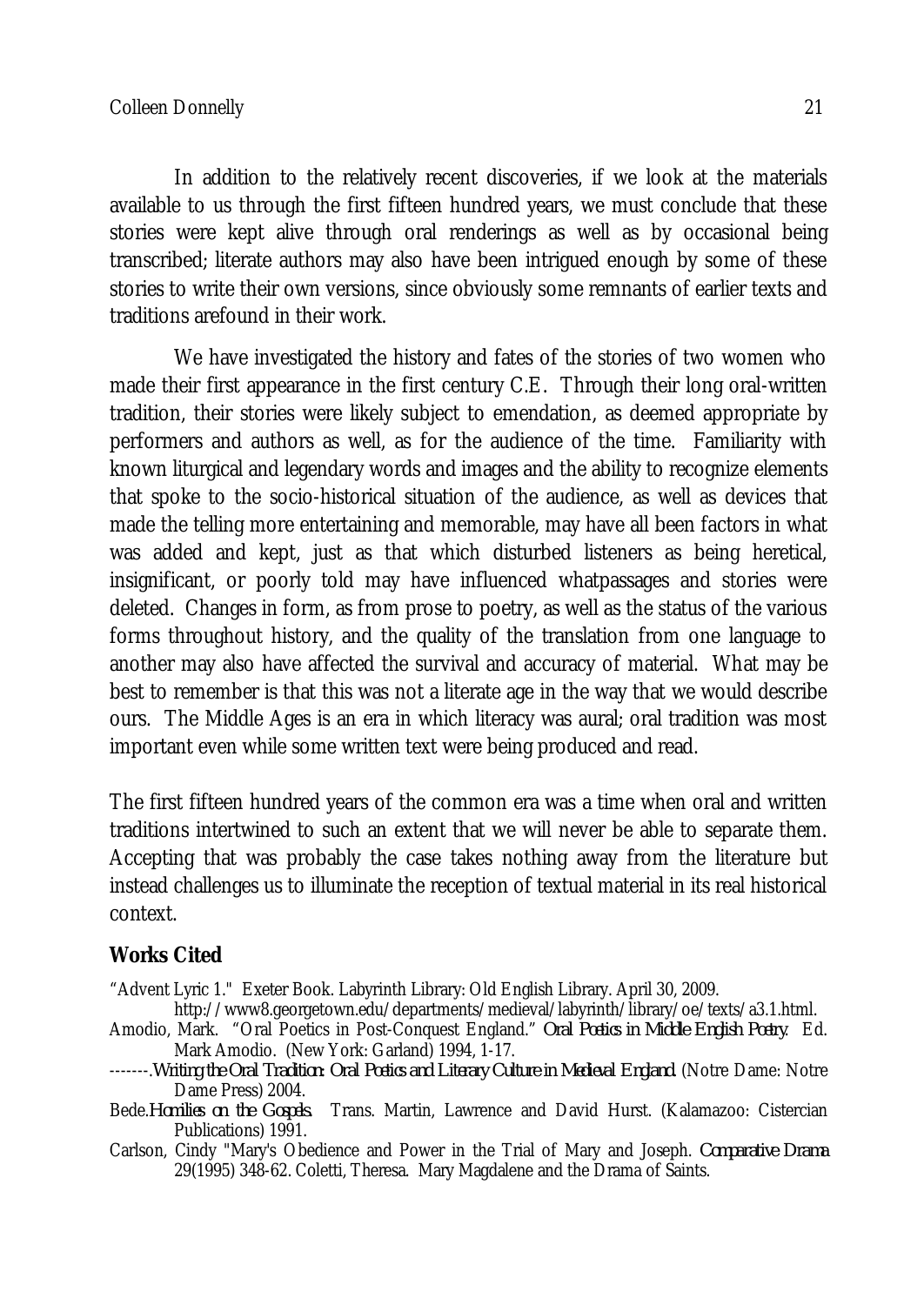In addition to the relatively recent discoveries, if we look at the materials available to us through the first fifteen hundred years, we must conclude that these stories were kept alive through oral renderings as well as by occasional being transcribed; literate authors may also have been intrigued enough by some of these stories to write their own versions, since obviously some remnants of earlier texts and traditions arefound in their work.

We have investigated the history and fates of the stories of two women who made their first appearance in the first century C.E. Through their long oral-written tradition, their stories were likely subject to emendation, as deemed appropriate by performers and authors as well, as for the audience of the time. Familiarity with known liturgical and legendary words and images and the ability to recognize elements that spoke to the socio-historical situation of the audience, as well as devices that made the telling more entertaining and memorable, may have all been factors in what was added and kept, just as that which disturbed listeners as being heretical, insignificant, or poorly told may have influenced whatpassages and stories were deleted. Changes in form, as from prose to poetry, as well as the status of the various forms throughout history, and the quality of the translation from one language to another may also have affected the survival and accuracy of material. What may be best to remember is that this was not a literate age in the way that we would describe ours. The Middle Ages is an era in which literacy was aural; oral tradition was most important even while some written text were being produced and read.

The first fifteen hundred years of the common era was a time when oral and written traditions intertwined to such an extent that we will never be able to separate them. Accepting that was probably the case takes nothing away from the literature but instead challenges us to illuminate the reception of textual material in its real historical context.

## Works Cited

"Advent Lyric 1." Exeter Book. Labyrinth Library: Old English Library. April 30, 2009. http://www8.georgetown.edu/departments/medieval/labyrinth/library/oe/texts/a3.1.html.

Amodio, Mark. "Oral Poetics in Post-Conquest England." *Oral Poetics in Middle English Poetry.* Ed. Mark Amodio. (New York: Garland) 1994, 1-17.

-------.*Writing the Oral Tradition: Oral Poetics and Literary Culture in Medieval England.* (Notre Dame: Notre Dame Press) 2004.

Bede.*Homilies on the Gospels.* Trans. Martin, Lawrence and David Hurst. (Kalamazoo: Cistercian Publications) 1991.

Carlson, Cindy "Mary's Obedience and Power in the Trial of Mary and Joseph. *Comparative Drama* 29(1995) 348-62. Coletti, Theresa. Mary Magdalene and the Drama of Saints.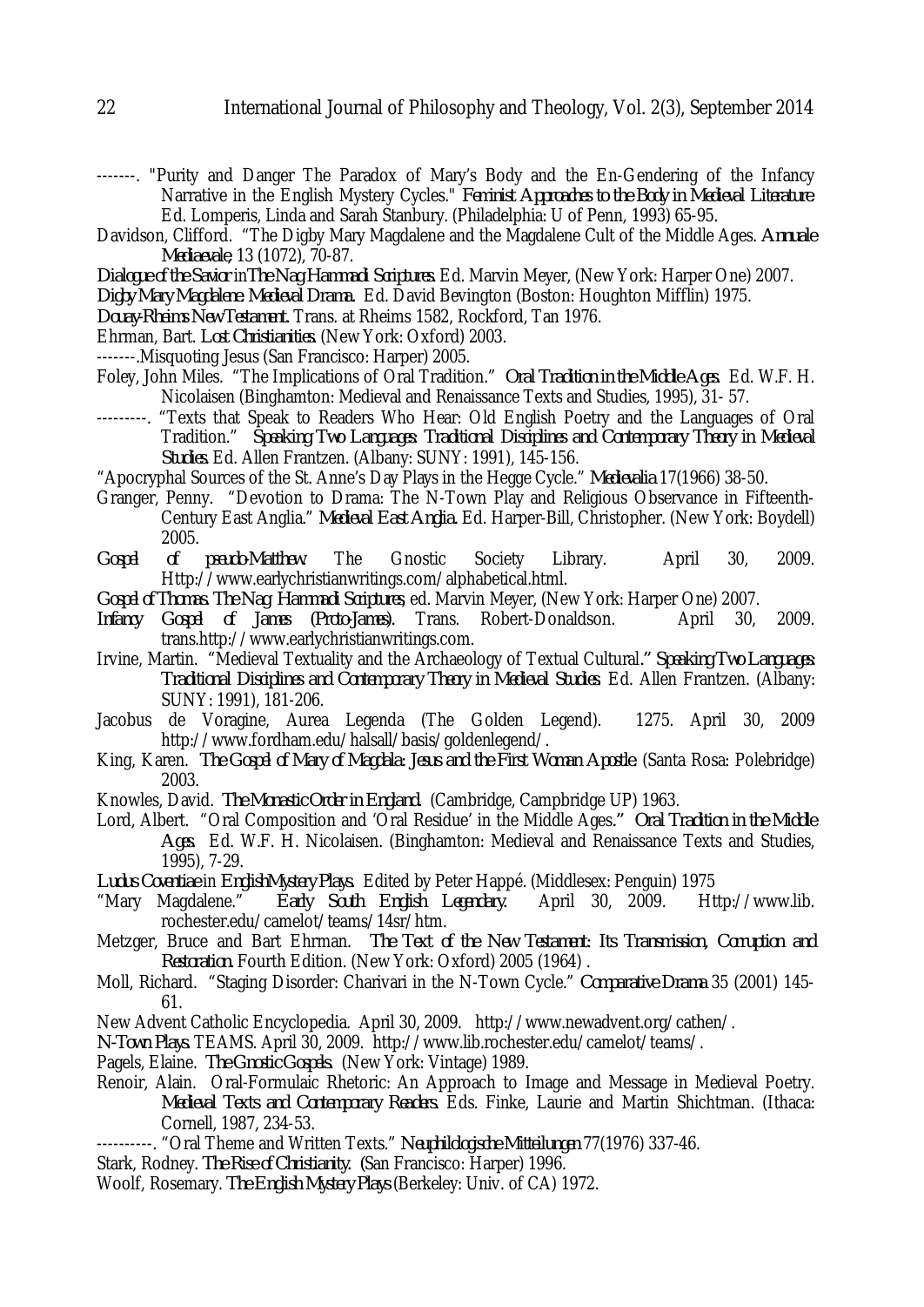-------. "Purity and Danger The Paradox of Mary's Body and the En-Gendering of the Infancy Narrative in the English Mystery Cycles." *Feminist Approaches to the Body in Medieval Literature.* Ed. Lomperis, Linda and Sarah Stanbury. (Philadelphia: U of Penn, 1993) 65-95.

Davidson, Clifford. "The Digby Mary Magdalene and the Magdalene Cult of the Middle Ages. *Annuale Mediaevale*, 13 (1072), 70-87.

*Dialogue of the Savior* in *The Nag Hammadi Scriptures.* Ed. Marvin Meyer, (New York: Harper One) 2007.

*Digby Mary Magdalene. Medieval Drama.* Ed. David Bevington (Boston: Houghton Mifflin) 1975.

*Douay-Rheims New Testament.* Trans. at Rheims 1582, Rockford, Tan 1976.

Ehrman, Bart. *Lost Christianities.* (New York: Oxford) 2003.

-------.Misquoting Jesus (San Francisco: Harper) 2005.

Foley, John Miles. "The Implications of Oral Tradition." *Oral Tradition in the Middle Ages.* Ed. W.F. H. Nicolaisen (Binghamton: Medieval and Renaissance Texts and Studies, 1995), 31- 57.

---------. "Texts that Speak to Readers Who Hear: Old English Poetry and the Languages of Oral Tradition." *Speaking Two Languages: Traditional Disciplines and Contemporary Theory in Medieval Studies.* Ed. Allen Frantzen. (Albany: SUNY: 1991), 145-156.

"Apocryphal Sources of the St. Anne's Day Plays in the Hegge Cycle." *Medievalia* 17(1966) 38-50.

Granger, Penny. "Devotion to Drama: The N-Town Play and Religious Observance in Fifteenth-Century East Anglia." *Medieval East Anglia.* Ed. Harper-Bill, Christopher. (New York: Boydell) 2005.

*Gospel of pseudo-Matthew.* The Gnostic Society Library. April 30, 2009. Http://www.earlychristianwritings.com/alphabetical.html.

*Gospel of Thomas. The Nag Hammadi Scriptures*, ed. Marvin Meyer, (New York: Harper One) 2007.

*Infancy Gospel of James (Proto-James).* Trans. Robert-Donaldson. April 30, 2009. trans.http://www.earlychristianwritings.com.

Irvine, Martin. "Medieval Textuality and the Archaeology of Textual Cultural." *Speaking Two Languages: Traditional Disciplines and Contemporary Theory in Medieval Studies* Ed. Allen Frantzen. (Albany: SUNY: 1991), 181-206.

Jacobus de Voragine, Aurea Legenda (The Golden Legend). 1275. April 30, 2009 http://www.fordham.edu/halsall/basis/goldenlegend/.

King, Karen. *The Gospel of Mary of Magdala: Jesus and the First Woman Apostle.* (Santa Rosa: Polebridge) 2003.

Knowles, David. *The Monastic Order in England.* (Cambridge, Campbridge UP) 1963.

Lord, Albert. "Oral Composition and 'Oral Residue' in the Middle Ages." *Oral Tradition in the Middle Ages.* Ed. W.F. H. Nicolaisen. (Binghamton: Medieval and Renaissance Texts and Studies, 1995), 7-29.

*Ludus Coventiae* in *English Mystery Plays.* Edited by Peter Happé. (Middlesex: Penguin) 1975

"Mary Magdalene." *Early South English Legendary.* April 30, 2009. Http://www.lib. rochester.edu/camelot/teams/14sr/htm.

Metzger, Bruce and Bart Ehrman. *The Text of the New Testament: Its Transmission, Corruption and Restoration.* Fourth Edition. (New York: Oxford) 2005 (1964) .

Moll, Richard. "Staging Disorder: Charivari in the N-Town Cycle." *Comparative Drama* 35 (2001) 145-61.

New Advent Catholic Encyclopedia. April 30, 2009. http://www.newadvent.org/cathen/.

*N-Town Plays.* TEAMS. April 30, 2009. http://www.lib.rochester.edu/camelot/teams/.

Pagels, Elaine. *The Gnostic Gospels.* (New York: Vintage) 1989.

Renoir, Alain. Oral-Formulaic Rhetoric: An Approach to Image and Message in Medieval Poetry. *Medieval Texts and Contemporary Readers.* Eds. Finke, Laurie and Martin Shichtman. (Ithaca: Cornell, 1987, 234-53.

----------. "Oral Theme and Written Texts." *Neuphilologische Mitteilungen* 77(1976) 337-46.

Stark, Rodney. *The Rise of Christianity.* (San Francisco: Harper) 1996.

Woolf, Rosemary. *The English Mystery Plays* (Berkeley: Univ. of CA) 1972.